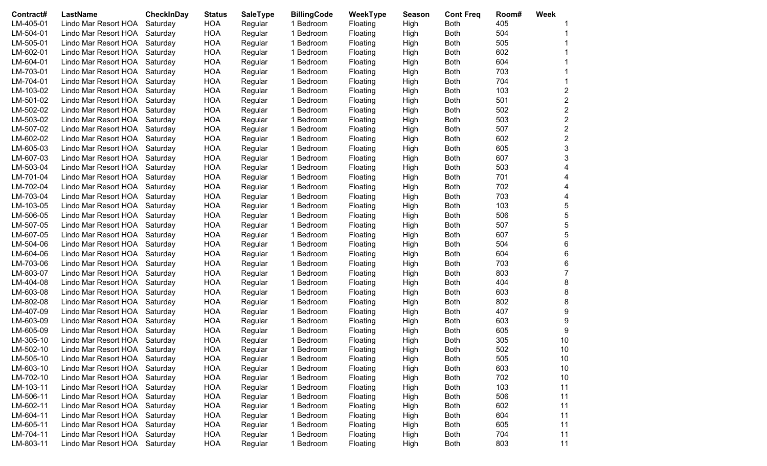| Contract# | LastName | CheckInDay | Status | SaleType | BillingCode | WeekType | Season | Cont Freq | Room# | Week |
|---|---|---|---|---|---|---|---|---|---|---|
| LM-405-01 | Lindo Mar Resort HOA | Saturday | HOA | Regular | 1 Bedroom | Floating | High | Both | 405 | 1 |
| LM-504-01 | Lindo Mar Resort HOA | Saturday | HOA | Regular | 1 Bedroom | Floating | High | Both | 504 | 1 |
| LM-505-01 | Lindo Mar Resort HOA | Saturday | HOA | Regular | 1 Bedroom | Floating | High | Both | 505 | 1 |
| LM-602-01 | Lindo Mar Resort HOA | Saturday | HOA | Regular | 1 Bedroom | Floating | High | Both | 602 | 1 |
| LM-604-01 | Lindo Mar Resort HOA | Saturday | HOA | Regular | 1 Bedroom | Floating | High | Both | 604 | 1 |
| LM-703-01 | Lindo Mar Resort HOA | Saturday | HOA | Regular | 1 Bedroom | Floating | High | Both | 703 | 1 |
| LM-704-01 | Lindo Mar Resort HOA | Saturday | HOA | Regular | 1 Bedroom | Floating | High | Both | 704 | 1 |
| LM-103-02 | Lindo Mar Resort HOA | Saturday | HOA | Regular | 1 Bedroom | Floating | High | Both | 103 | 2 |
| LM-501-02 | Lindo Mar Resort HOA | Saturday | HOA | Regular | 1 Bedroom | Floating | High | Both | 501 | 2 |
| LM-502-02 | Lindo Mar Resort HOA | Saturday | HOA | Regular | 1 Bedroom | Floating | High | Both | 502 | 2 |
| LM-503-02 | Lindo Mar Resort HOA | Saturday | HOA | Regular | 1 Bedroom | Floating | High | Both | 503 | 2 |
| LM-507-02 | Lindo Mar Resort HOA | Saturday | HOA | Regular | 1 Bedroom | Floating | High | Both | 507 | 2 |
| LM-602-02 | Lindo Mar Resort HOA | Saturday | HOA | Regular | 1 Bedroom | Floating | High | Both | 602 | 2 |
| LM-605-03 | Lindo Mar Resort HOA | Saturday | HOA | Regular | 1 Bedroom | Floating | High | Both | 605 | 3 |
| LM-607-03 | Lindo Mar Resort HOA | Saturday | HOA | Regular | 1 Bedroom | Floating | High | Both | 607 | 3 |
| LM-503-04 | Lindo Mar Resort HOA | Saturday | HOA | Regular | 1 Bedroom | Floating | High | Both | 503 | 4 |
| LM-701-04 | Lindo Mar Resort HOA | Saturday | HOA | Regular | 1 Bedroom | Floating | High | Both | 701 | 4 |
| LM-702-04 | Lindo Mar Resort HOA | Saturday | HOA | Regular | 1 Bedroom | Floating | High | Both | 702 | 4 |
| LM-703-04 | Lindo Mar Resort HOA | Saturday | HOA | Regular | 1 Bedroom | Floating | High | Both | 703 | 4 |
| LM-103-05 | Lindo Mar Resort HOA | Saturday | HOA | Regular | 1 Bedroom | Floating | High | Both | 103 | 5 |
| LM-506-05 | Lindo Mar Resort HOA | Saturday | HOA | Regular | 1 Bedroom | Floating | High | Both | 506 | 5 |
| LM-507-05 | Lindo Mar Resort HOA | Saturday | HOA | Regular | 1 Bedroom | Floating | High | Both | 507 | 5 |
| LM-607-05 | Lindo Mar Resort HOA | Saturday | HOA | Regular | 1 Bedroom | Floating | High | Both | 607 | 5 |
| LM-504-06 | Lindo Mar Resort HOA | Saturday | HOA | Regular | 1 Bedroom | Floating | High | Both | 504 | 6 |
| LM-604-06 | Lindo Mar Resort HOA | Saturday | HOA | Regular | 1 Bedroom | Floating | High | Both | 604 | 6 |
| LM-703-06 | Lindo Mar Resort HOA | Saturday | HOA | Regular | 1 Bedroom | Floating | High | Both | 703 | 6 |
| LM-803-07 | Lindo Mar Resort HOA | Saturday | HOA | Regular | 1 Bedroom | Floating | High | Both | 803 | 7 |
| LM-404-08 | Lindo Mar Resort HOA | Saturday | HOA | Regular | 1 Bedroom | Floating | High | Both | 404 | 8 |
| LM-603-08 | Lindo Mar Resort HOA | Saturday | HOA | Regular | 1 Bedroom | Floating | High | Both | 603 | 8 |
| LM-802-08 | Lindo Mar Resort HOA | Saturday | HOA | Regular | 1 Bedroom | Floating | High | Both | 802 | 8 |
| LM-407-09 | Lindo Mar Resort HOA | Saturday | HOA | Regular | 1 Bedroom | Floating | High | Both | 407 | 9 |
| LM-603-09 | Lindo Mar Resort HOA | Saturday | HOA | Regular | 1 Bedroom | Floating | High | Both | 603 | 9 |
| LM-605-09 | Lindo Mar Resort HOA | Saturday | HOA | Regular | 1 Bedroom | Floating | High | Both | 605 | 9 |
| LM-305-10 | Lindo Mar Resort HOA | Saturday | HOA | Regular | 1 Bedroom | Floating | High | Both | 305 | 10 |
| LM-502-10 | Lindo Mar Resort HOA | Saturday | HOA | Regular | 1 Bedroom | Floating | High | Both | 502 | 10 |
| LM-505-10 | Lindo Mar Resort HOA | Saturday | HOA | Regular | 1 Bedroom | Floating | High | Both | 505 | 10 |
| LM-603-10 | Lindo Mar Resort HOA | Saturday | HOA | Regular | 1 Bedroom | Floating | High | Both | 603 | 10 |
| LM-702-10 | Lindo Mar Resort HOA | Saturday | HOA | Regular | 1 Bedroom | Floating | High | Both | 702 | 10 |
| LM-103-11 | Lindo Mar Resort HOA | Saturday | HOA | Regular | 1 Bedroom | Floating | High | Both | 103 | 11 |
| LM-506-11 | Lindo Mar Resort HOA | Saturday | HOA | Regular | 1 Bedroom | Floating | High | Both | 506 | 11 |
| LM-602-11 | Lindo Mar Resort HOA | Saturday | HOA | Regular | 1 Bedroom | Floating | High | Both | 602 | 11 |
| LM-604-11 | Lindo Mar Resort HOA | Saturday | HOA | Regular | 1 Bedroom | Floating | High | Both | 604 | 11 |
| LM-605-11 | Lindo Mar Resort HOA | Saturday | HOA | Regular | 1 Bedroom | Floating | High | Both | 605 | 11 |
| LM-704-11 | Lindo Mar Resort HOA | Saturday | HOA | Regular | 1 Bedroom | Floating | High | Both | 704 | 11 |
| LM-803-11 | Lindo Mar Resort HOA | Saturday | HOA | Regular | 1 Bedroom | Floating | High | Both | 803 | 11 |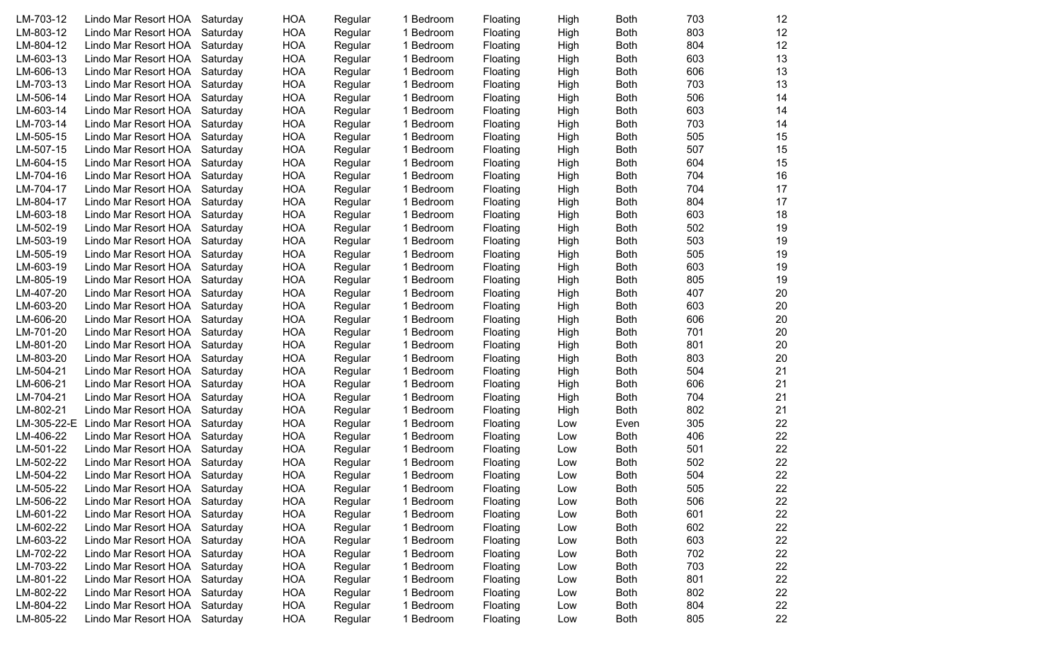| | | | | | | | | | | |
|---|---|---|---|---|---|---|---|---|---|---|
| LM-703-12 | Lindo Mar Resort HOA | Saturday | HOA | Regular | 1 Bedroom | Floating | High | Both | 703 | 12 |
| LM-803-12 | Lindo Mar Resort HOA | Saturday | HOA | Regular | 1 Bedroom | Floating | High | Both | 803 | 12 |
| LM-804-12 | Lindo Mar Resort HOA | Saturday | HOA | Regular | 1 Bedroom | Floating | High | Both | 804 | 12 |
| LM-603-13 | Lindo Mar Resort HOA | Saturday | HOA | Regular | 1 Bedroom | Floating | High | Both | 603 | 13 |
| LM-606-13 | Lindo Mar Resort HOA | Saturday | HOA | Regular | 1 Bedroom | Floating | High | Both | 606 | 13 |
| LM-703-13 | Lindo Mar Resort HOA | Saturday | HOA | Regular | 1 Bedroom | Floating | High | Both | 703 | 13 |
| LM-506-14 | Lindo Mar Resort HOA | Saturday | HOA | Regular | 1 Bedroom | Floating | High | Both | 506 | 14 |
| LM-603-14 | Lindo Mar Resort HOA | Saturday | HOA | Regular | 1 Bedroom | Floating | High | Both | 603 | 14 |
| LM-703-14 | Lindo Mar Resort HOA | Saturday | HOA | Regular | 1 Bedroom | Floating | High | Both | 703 | 14 |
| LM-505-15 | Lindo Mar Resort HOA | Saturday | HOA | Regular | 1 Bedroom | Floating | High | Both | 505 | 15 |
| LM-507-15 | Lindo Mar Resort HOA | Saturday | HOA | Regular | 1 Bedroom | Floating | High | Both | 507 | 15 |
| LM-604-15 | Lindo Mar Resort HOA | Saturday | HOA | Regular | 1 Bedroom | Floating | High | Both | 604 | 15 |
| LM-704-16 | Lindo Mar Resort HOA | Saturday | HOA | Regular | 1 Bedroom | Floating | High | Both | 704 | 16 |
| LM-704-17 | Lindo Mar Resort HOA | Saturday | HOA | Regular | 1 Bedroom | Floating | High | Both | 704 | 17 |
| LM-804-17 | Lindo Mar Resort HOA | Saturday | HOA | Regular | 1 Bedroom | Floating | High | Both | 804 | 17 |
| LM-603-18 | Lindo Mar Resort HOA | Saturday | HOA | Regular | 1 Bedroom | Floating | High | Both | 603 | 18 |
| LM-502-19 | Lindo Mar Resort HOA | Saturday | HOA | Regular | 1 Bedroom | Floating | High | Both | 502 | 19 |
| LM-503-19 | Lindo Mar Resort HOA | Saturday | HOA | Regular | 1 Bedroom | Floating | High | Both | 503 | 19 |
| LM-505-19 | Lindo Mar Resort HOA | Saturday | HOA | Regular | 1 Bedroom | Floating | High | Both | 505 | 19 |
| LM-603-19 | Lindo Mar Resort HOA | Saturday | HOA | Regular | 1 Bedroom | Floating | High | Both | 603 | 19 |
| LM-805-19 | Lindo Mar Resort HOA | Saturday | HOA | Regular | 1 Bedroom | Floating | High | Both | 805 | 19 |
| LM-407-20 | Lindo Mar Resort HOA | Saturday | HOA | Regular | 1 Bedroom | Floating | High | Both | 407 | 20 |
| LM-603-20 | Lindo Mar Resort HOA | Saturday | HOA | Regular | 1 Bedroom | Floating | High | Both | 603 | 20 |
| LM-606-20 | Lindo Mar Resort HOA | Saturday | HOA | Regular | 1 Bedroom | Floating | High | Both | 606 | 20 |
| LM-701-20 | Lindo Mar Resort HOA | Saturday | HOA | Regular | 1 Bedroom | Floating | High | Both | 701 | 20 |
| LM-801-20 | Lindo Mar Resort HOA | Saturday | HOA | Regular | 1 Bedroom | Floating | High | Both | 801 | 20 |
| LM-803-20 | Lindo Mar Resort HOA | Saturday | HOA | Regular | 1 Bedroom | Floating | High | Both | 803 | 20 |
| LM-504-21 | Lindo Mar Resort HOA | Saturday | HOA | Regular | 1 Bedroom | Floating | High | Both | 504 | 21 |
| LM-606-21 | Lindo Mar Resort HOA | Saturday | HOA | Regular | 1 Bedroom | Floating | High | Both | 606 | 21 |
| LM-704-21 | Lindo Mar Resort HOA | Saturday | HOA | Regular | 1 Bedroom | Floating | High | Both | 704 | 21 |
| LM-802-21 | Lindo Mar Resort HOA | Saturday | HOA | Regular | 1 Bedroom | Floating | High | Both | 802 | 21 |
| LM-305-22-E | Lindo Mar Resort HOA | Saturday | HOA | Regular | 1 Bedroom | Floating | Low | Even | 305 | 22 |
| LM-406-22 | Lindo Mar Resort HOA | Saturday | HOA | Regular | 1 Bedroom | Floating | Low | Both | 406 | 22 |
| LM-501-22 | Lindo Mar Resort HOA | Saturday | HOA | Regular | 1 Bedroom | Floating | Low | Both | 501 | 22 |
| LM-502-22 | Lindo Mar Resort HOA | Saturday | HOA | Regular | 1 Bedroom | Floating | Low | Both | 502 | 22 |
| LM-504-22 | Lindo Mar Resort HOA | Saturday | HOA | Regular | 1 Bedroom | Floating | Low | Both | 504 | 22 |
| LM-505-22 | Lindo Mar Resort HOA | Saturday | HOA | Regular | 1 Bedroom | Floating | Low | Both | 505 | 22 |
| LM-506-22 | Lindo Mar Resort HOA | Saturday | HOA | Regular | 1 Bedroom | Floating | Low | Both | 506 | 22 |
| LM-601-22 | Lindo Mar Resort HOA | Saturday | HOA | Regular | 1 Bedroom | Floating | Low | Both | 601 | 22 |
| LM-602-22 | Lindo Mar Resort HOA | Saturday | HOA | Regular | 1 Bedroom | Floating | Low | Both | 602 | 22 |
| LM-603-22 | Lindo Mar Resort HOA | Saturday | HOA | Regular | 1 Bedroom | Floating | Low | Both | 603 | 22 |
| LM-702-22 | Lindo Mar Resort HOA | Saturday | HOA | Regular | 1 Bedroom | Floating | Low | Both | 702 | 22 |
| LM-703-22 | Lindo Mar Resort HOA | Saturday | HOA | Regular | 1 Bedroom | Floating | Low | Both | 703 | 22 |
| LM-801-22 | Lindo Mar Resort HOA | Saturday | HOA | Regular | 1 Bedroom | Floating | Low | Both | 801 | 22 |
| LM-802-22 | Lindo Mar Resort HOA | Saturday | HOA | Regular | 1 Bedroom | Floating | Low | Both | 802 | 22 |
| LM-804-22 | Lindo Mar Resort HOA | Saturday | HOA | Regular | 1 Bedroom | Floating | Low | Both | 804 | 22 |
| LM-805-22 | Lindo Mar Resort HOA | Saturday | HOA | Regular | 1 Bedroom | Floating | Low | Both | 805 | 22 |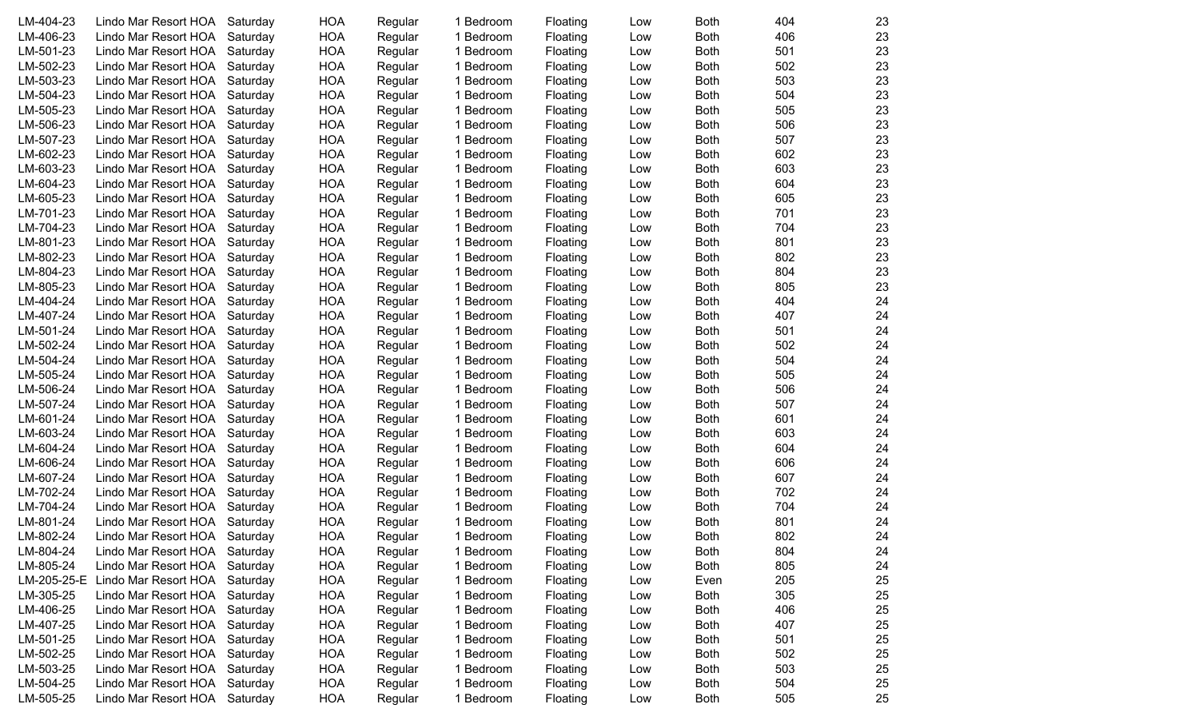| | | | | | | | | | | |
|---|---|---|---|---|---|---|---|---|---|---|
| LM-404-23 | Lindo Mar Resort HOA | Saturday | HOA | Regular | 1 Bedroom | Floating | Low | Both | 404 | 23 |
| LM-406-23 | Lindo Mar Resort HOA | Saturday | HOA | Regular | 1 Bedroom | Floating | Low | Both | 406 | 23 |
| LM-501-23 | Lindo Mar Resort HOA | Saturday | HOA | Regular | 1 Bedroom | Floating | Low | Both | 501 | 23 |
| LM-502-23 | Lindo Mar Resort HOA | Saturday | HOA | Regular | 1 Bedroom | Floating | Low | Both | 502 | 23 |
| LM-503-23 | Lindo Mar Resort HOA | Saturday | HOA | Regular | 1 Bedroom | Floating | Low | Both | 503 | 23 |
| LM-504-23 | Lindo Mar Resort HOA | Saturday | HOA | Regular | 1 Bedroom | Floating | Low | Both | 504 | 23 |
| LM-505-23 | Lindo Mar Resort HOA | Saturday | HOA | Regular | 1 Bedroom | Floating | Low | Both | 505 | 23 |
| LM-506-23 | Lindo Mar Resort HOA | Saturday | HOA | Regular | 1 Bedroom | Floating | Low | Both | 506 | 23 |
| LM-507-23 | Lindo Mar Resort HOA | Saturday | HOA | Regular | 1 Bedroom | Floating | Low | Both | 507 | 23 |
| LM-602-23 | Lindo Mar Resort HOA | Saturday | HOA | Regular | 1 Bedroom | Floating | Low | Both | 602 | 23 |
| LM-603-23 | Lindo Mar Resort HOA | Saturday | HOA | Regular | 1 Bedroom | Floating | Low | Both | 603 | 23 |
| LM-604-23 | Lindo Mar Resort HOA | Saturday | HOA | Regular | 1 Bedroom | Floating | Low | Both | 604 | 23 |
| LM-605-23 | Lindo Mar Resort HOA | Saturday | HOA | Regular | 1 Bedroom | Floating | Low | Both | 605 | 23 |
| LM-701-23 | Lindo Mar Resort HOA | Saturday | HOA | Regular | 1 Bedroom | Floating | Low | Both | 701 | 23 |
| LM-704-23 | Lindo Mar Resort HOA | Saturday | HOA | Regular | 1 Bedroom | Floating | Low | Both | 704 | 23 |
| LM-801-23 | Lindo Mar Resort HOA | Saturday | HOA | Regular | 1 Bedroom | Floating | Low | Both | 801 | 23 |
| LM-802-23 | Lindo Mar Resort HOA | Saturday | HOA | Regular | 1 Bedroom | Floating | Low | Both | 802 | 23 |
| LM-804-23 | Lindo Mar Resort HOA | Saturday | HOA | Regular | 1 Bedroom | Floating | Low | Both | 804 | 23 |
| LM-805-23 | Lindo Mar Resort HOA | Saturday | HOA | Regular | 1 Bedroom | Floating | Low | Both | 805 | 23 |
| LM-404-24 | Lindo Mar Resort HOA | Saturday | HOA | Regular | 1 Bedroom | Floating | Low | Both | 404 | 24 |
| LM-407-24 | Lindo Mar Resort HOA | Saturday | HOA | Regular | 1 Bedroom | Floating | Low | Both | 407 | 24 |
| LM-501-24 | Lindo Mar Resort HOA | Saturday | HOA | Regular | 1 Bedroom | Floating | Low | Both | 501 | 24 |
| LM-502-24 | Lindo Mar Resort HOA | Saturday | HOA | Regular | 1 Bedroom | Floating | Low | Both | 502 | 24 |
| LM-504-24 | Lindo Mar Resort HOA | Saturday | HOA | Regular | 1 Bedroom | Floating | Low | Both | 504 | 24 |
| LM-505-24 | Lindo Mar Resort HOA | Saturday | HOA | Regular | 1 Bedroom | Floating | Low | Both | 505 | 24 |
| LM-506-24 | Lindo Mar Resort HOA | Saturday | HOA | Regular | 1 Bedroom | Floating | Low | Both | 506 | 24 |
| LM-507-24 | Lindo Mar Resort HOA | Saturday | HOA | Regular | 1 Bedroom | Floating | Low | Both | 507 | 24 |
| LM-601-24 | Lindo Mar Resort HOA | Saturday | HOA | Regular | 1 Bedroom | Floating | Low | Both | 601 | 24 |
| LM-603-24 | Lindo Mar Resort HOA | Saturday | HOA | Regular | 1 Bedroom | Floating | Low | Both | 603 | 24 |
| LM-604-24 | Lindo Mar Resort HOA | Saturday | HOA | Regular | 1 Bedroom | Floating | Low | Both | 604 | 24 |
| LM-606-24 | Lindo Mar Resort HOA | Saturday | HOA | Regular | 1 Bedroom | Floating | Low | Both | 606 | 24 |
| LM-607-24 | Lindo Mar Resort HOA | Saturday | HOA | Regular | 1 Bedroom | Floating | Low | Both | 607 | 24 |
| LM-702-24 | Lindo Mar Resort HOA | Saturday | HOA | Regular | 1 Bedroom | Floating | Low | Both | 702 | 24 |
| LM-704-24 | Lindo Mar Resort HOA | Saturday | HOA | Regular | 1 Bedroom | Floating | Low | Both | 704 | 24 |
| LM-801-24 | Lindo Mar Resort HOA | Saturday | HOA | Regular | 1 Bedroom | Floating | Low | Both | 801 | 24 |
| LM-802-24 | Lindo Mar Resort HOA | Saturday | HOA | Regular | 1 Bedroom | Floating | Low | Both | 802 | 24 |
| LM-804-24 | Lindo Mar Resort HOA | Saturday | HOA | Regular | 1 Bedroom | Floating | Low | Both | 804 | 24 |
| LM-805-24 | Lindo Mar Resort HOA | Saturday | HOA | Regular | 1 Bedroom | Floating | Low | Both | 805 | 24 |
| LM-205-25-E | Lindo Mar Resort HOA | Saturday | HOA | Regular | 1 Bedroom | Floating | Low | Even | 205 | 25 |
| LM-305-25 | Lindo Mar Resort HOA | Saturday | HOA | Regular | 1 Bedroom | Floating | Low | Both | 305 | 25 |
| LM-406-25 | Lindo Mar Resort HOA | Saturday | HOA | Regular | 1 Bedroom | Floating | Low | Both | 406 | 25 |
| LM-407-25 | Lindo Mar Resort HOA | Saturday | HOA | Regular | 1 Bedroom | Floating | Low | Both | 407 | 25 |
| LM-501-25 | Lindo Mar Resort HOA | Saturday | HOA | Regular | 1 Bedroom | Floating | Low | Both | 501 | 25 |
| LM-502-25 | Lindo Mar Resort HOA | Saturday | HOA | Regular | 1 Bedroom | Floating | Low | Both | 502 | 25 |
| LM-503-25 | Lindo Mar Resort HOA | Saturday | HOA | Regular | 1 Bedroom | Floating | Low | Both | 503 | 25 |
| LM-504-25 | Lindo Mar Resort HOA | Saturday | HOA | Regular | 1 Bedroom | Floating | Low | Both | 504 | 25 |
| LM-505-25 | Lindo Mar Resort HOA | Saturday | HOA | Regular | 1 Bedroom | Floating | Low | Both | 505 | 25 |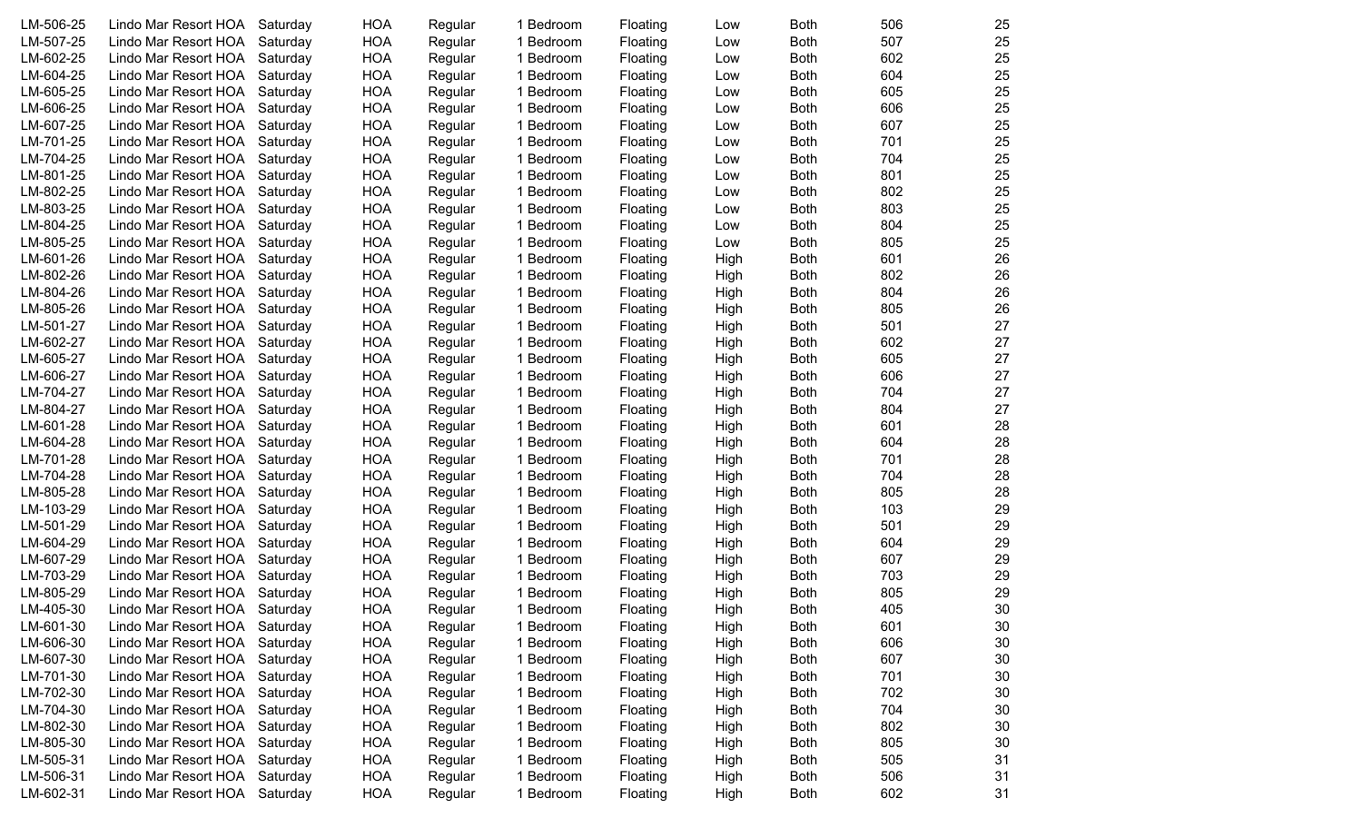| | | | | | | | | | | |
|---|---|---|---|---|---|---|---|---|---|---|
| LM-506-25 | Lindo Mar Resort HOA | Saturday | HOA | Regular | 1 Bedroom | Floating | Low | Both | 506 | 25 |
| LM-507-25 | Lindo Mar Resort HOA | Saturday | HOA | Regular | 1 Bedroom | Floating | Low | Both | 507 | 25 |
| LM-602-25 | Lindo Mar Resort HOA | Saturday | HOA | Regular | 1 Bedroom | Floating | Low | Both | 602 | 25 |
| LM-604-25 | Lindo Mar Resort HOA | Saturday | HOA | Regular | 1 Bedroom | Floating | Low | Both | 604 | 25 |
| LM-605-25 | Lindo Mar Resort HOA | Saturday | HOA | Regular | 1 Bedroom | Floating | Low | Both | 605 | 25 |
| LM-606-25 | Lindo Mar Resort HOA | Saturday | HOA | Regular | 1 Bedroom | Floating | Low | Both | 606 | 25 |
| LM-607-25 | Lindo Mar Resort HOA | Saturday | HOA | Regular | 1 Bedroom | Floating | Low | Both | 607 | 25 |
| LM-701-25 | Lindo Mar Resort HOA | Saturday | HOA | Regular | 1 Bedroom | Floating | Low | Both | 701 | 25 |
| LM-704-25 | Lindo Mar Resort HOA | Saturday | HOA | Regular | 1 Bedroom | Floating | Low | Both | 704 | 25 |
| LM-801-25 | Lindo Mar Resort HOA | Saturday | HOA | Regular | 1 Bedroom | Floating | Low | Both | 801 | 25 |
| LM-802-25 | Lindo Mar Resort HOA | Saturday | HOA | Regular | 1 Bedroom | Floating | Low | Both | 802 | 25 |
| LM-803-25 | Lindo Mar Resort HOA | Saturday | HOA | Regular | 1 Bedroom | Floating | Low | Both | 803 | 25 |
| LM-804-25 | Lindo Mar Resort HOA | Saturday | HOA | Regular | 1 Bedroom | Floating | Low | Both | 804 | 25 |
| LM-805-25 | Lindo Mar Resort HOA | Saturday | HOA | Regular | 1 Bedroom | Floating | Low | Both | 805 | 25 |
| LM-601-26 | Lindo Mar Resort HOA | Saturday | HOA | Regular | 1 Bedroom | Floating | High | Both | 601 | 26 |
| LM-802-26 | Lindo Mar Resort HOA | Saturday | HOA | Regular | 1 Bedroom | Floating | High | Both | 802 | 26 |
| LM-804-26 | Lindo Mar Resort HOA | Saturday | HOA | Regular | 1 Bedroom | Floating | High | Both | 804 | 26 |
| LM-805-26 | Lindo Mar Resort HOA | Saturday | HOA | Regular | 1 Bedroom | Floating | High | Both | 805 | 26 |
| LM-501-27 | Lindo Mar Resort HOA | Saturday | HOA | Regular | 1 Bedroom | Floating | High | Both | 501 | 27 |
| LM-602-27 | Lindo Mar Resort HOA | Saturday | HOA | Regular | 1 Bedroom | Floating | High | Both | 602 | 27 |
| LM-605-27 | Lindo Mar Resort HOA | Saturday | HOA | Regular | 1 Bedroom | Floating | High | Both | 605 | 27 |
| LM-606-27 | Lindo Mar Resort HOA | Saturday | HOA | Regular | 1 Bedroom | Floating | High | Both | 606 | 27 |
| LM-704-27 | Lindo Mar Resort HOA | Saturday | HOA | Regular | 1 Bedroom | Floating | High | Both | 704 | 27 |
| LM-804-27 | Lindo Mar Resort HOA | Saturday | HOA | Regular | 1 Bedroom | Floating | High | Both | 804 | 27 |
| LM-601-28 | Lindo Mar Resort HOA | Saturday | HOA | Regular | 1 Bedroom | Floating | High | Both | 601 | 28 |
| LM-604-28 | Lindo Mar Resort HOA | Saturday | HOA | Regular | 1 Bedroom | Floating | High | Both | 604 | 28 |
| LM-701-28 | Lindo Mar Resort HOA | Saturday | HOA | Regular | 1 Bedroom | Floating | High | Both | 701 | 28 |
| LM-704-28 | Lindo Mar Resort HOA | Saturday | HOA | Regular | 1 Bedroom | Floating | High | Both | 704 | 28 |
| LM-805-28 | Lindo Mar Resort HOA | Saturday | HOA | Regular | 1 Bedroom | Floating | High | Both | 805 | 28 |
| LM-103-29 | Lindo Mar Resort HOA | Saturday | HOA | Regular | 1 Bedroom | Floating | High | Both | 103 | 29 |
| LM-501-29 | Lindo Mar Resort HOA | Saturday | HOA | Regular | 1 Bedroom | Floating | High | Both | 501 | 29 |
| LM-604-29 | Lindo Mar Resort HOA | Saturday | HOA | Regular | 1 Bedroom | Floating | High | Both | 604 | 29 |
| LM-607-29 | Lindo Mar Resort HOA | Saturday | HOA | Regular | 1 Bedroom | Floating | High | Both | 607 | 29 |
| LM-703-29 | Lindo Mar Resort HOA | Saturday | HOA | Regular | 1 Bedroom | Floating | High | Both | 703 | 29 |
| LM-805-29 | Lindo Mar Resort HOA | Saturday | HOA | Regular | 1 Bedroom | Floating | High | Both | 805 | 29 |
| LM-405-30 | Lindo Mar Resort HOA | Saturday | HOA | Regular | 1 Bedroom | Floating | High | Both | 405 | 30 |
| LM-601-30 | Lindo Mar Resort HOA | Saturday | HOA | Regular | 1 Bedroom | Floating | High | Both | 601 | 30 |
| LM-606-30 | Lindo Mar Resort HOA | Saturday | HOA | Regular | 1 Bedroom | Floating | High | Both | 606 | 30 |
| LM-607-30 | Lindo Mar Resort HOA | Saturday | HOA | Regular | 1 Bedroom | Floating | High | Both | 607 | 30 |
| LM-701-30 | Lindo Mar Resort HOA | Saturday | HOA | Regular | 1 Bedroom | Floating | High | Both | 701 | 30 |
| LM-702-30 | Lindo Mar Resort HOA | Saturday | HOA | Regular | 1 Bedroom | Floating | High | Both | 702 | 30 |
| LM-704-30 | Lindo Mar Resort HOA | Saturday | HOA | Regular | 1 Bedroom | Floating | High | Both | 704 | 30 |
| LM-802-30 | Lindo Mar Resort HOA | Saturday | HOA | Regular | 1 Bedroom | Floating | High | Both | 802 | 30 |
| LM-805-30 | Lindo Mar Resort HOA | Saturday | HOA | Regular | 1 Bedroom | Floating | High | Both | 805 | 30 |
| LM-505-31 | Lindo Mar Resort HOA | Saturday | HOA | Regular | 1 Bedroom | Floating | High | Both | 505 | 31 |
| LM-506-31 | Lindo Mar Resort HOA | Saturday | HOA | Regular | 1 Bedroom | Floating | High | Both | 506 | 31 |
| LM-602-31 | Lindo Mar Resort HOA | Saturday | HOA | Regular | 1 Bedroom | Floating | High | Both | 602 | 31 |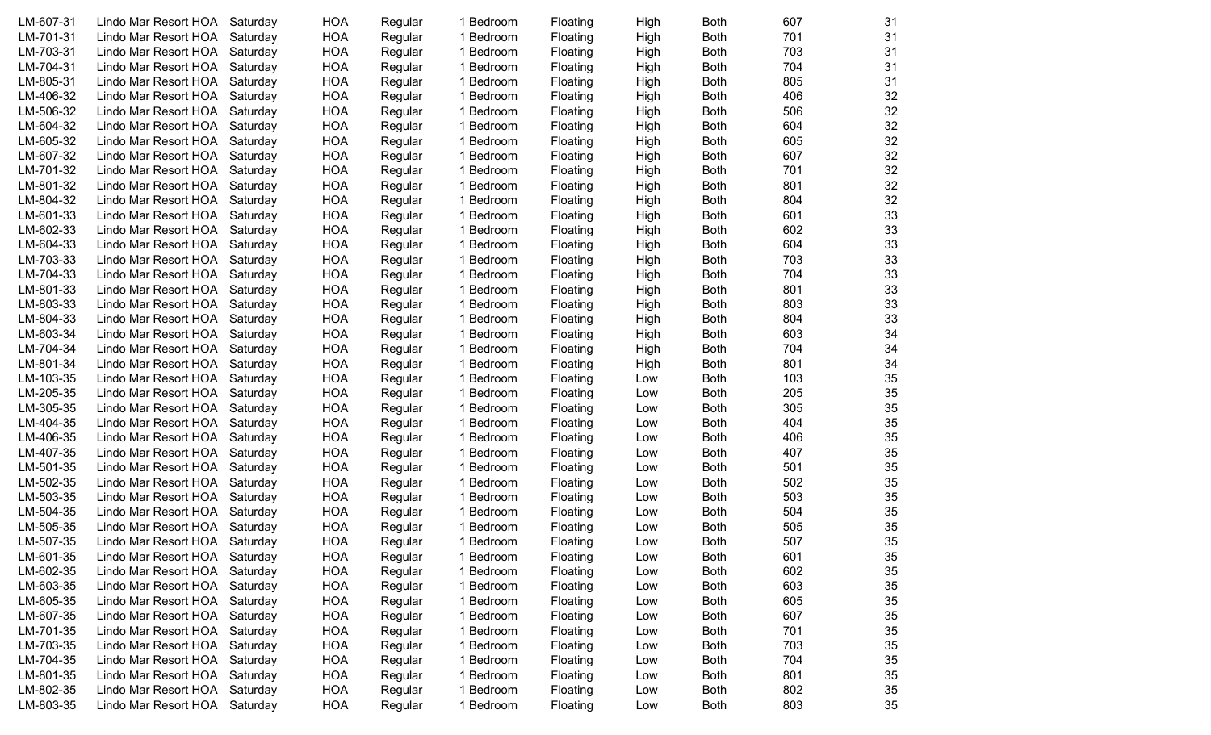| | | | | | | | | | | |
|---|---|---|---|---|---|---|---|---|---|---|
| LM-607-31 | Lindo Mar Resort HOA | Saturday | HOA | Regular | 1 Bedroom | Floating | High | Both | 607 | 31 |
| LM-701-31 | Lindo Mar Resort HOA | Saturday | HOA | Regular | 1 Bedroom | Floating | High | Both | 701 | 31 |
| LM-703-31 | Lindo Mar Resort HOA | Saturday | HOA | Regular | 1 Bedroom | Floating | High | Both | 703 | 31 |
| LM-704-31 | Lindo Mar Resort HOA | Saturday | HOA | Regular | 1 Bedroom | Floating | High | Both | 704 | 31 |
| LM-805-31 | Lindo Mar Resort HOA | Saturday | HOA | Regular | 1 Bedroom | Floating | High | Both | 805 | 31 |
| LM-406-32 | Lindo Mar Resort HOA | Saturday | HOA | Regular | 1 Bedroom | Floating | High | Both | 406 | 32 |
| LM-506-32 | Lindo Mar Resort HOA | Saturday | HOA | Regular | 1 Bedroom | Floating | High | Both | 506 | 32 |
| LM-604-32 | Lindo Mar Resort HOA | Saturday | HOA | Regular | 1 Bedroom | Floating | High | Both | 604 | 32 |
| LM-605-32 | Lindo Mar Resort HOA | Saturday | HOA | Regular | 1 Bedroom | Floating | High | Both | 605 | 32 |
| LM-607-32 | Lindo Mar Resort HOA | Saturday | HOA | Regular | 1 Bedroom | Floating | High | Both | 607 | 32 |
| LM-701-32 | Lindo Mar Resort HOA | Saturday | HOA | Regular | 1 Bedroom | Floating | High | Both | 701 | 32 |
| LM-801-32 | Lindo Mar Resort HOA | Saturday | HOA | Regular | 1 Bedroom | Floating | High | Both | 801 | 32 |
| LM-804-32 | Lindo Mar Resort HOA | Saturday | HOA | Regular | 1 Bedroom | Floating | High | Both | 804 | 32 |
| LM-601-33 | Lindo Mar Resort HOA | Saturday | HOA | Regular | 1 Bedroom | Floating | High | Both | 601 | 33 |
| LM-602-33 | Lindo Mar Resort HOA | Saturday | HOA | Regular | 1 Bedroom | Floating | High | Both | 602 | 33 |
| LM-604-33 | Lindo Mar Resort HOA | Saturday | HOA | Regular | 1 Bedroom | Floating | High | Both | 604 | 33 |
| LM-703-33 | Lindo Mar Resort HOA | Saturday | HOA | Regular | 1 Bedroom | Floating | High | Both | 703 | 33 |
| LM-704-33 | Lindo Mar Resort HOA | Saturday | HOA | Regular | 1 Bedroom | Floating | High | Both | 704 | 33 |
| LM-801-33 | Lindo Mar Resort HOA | Saturday | HOA | Regular | 1 Bedroom | Floating | High | Both | 801 | 33 |
| LM-803-33 | Lindo Mar Resort HOA | Saturday | HOA | Regular | 1 Bedroom | Floating | High | Both | 803 | 33 |
| LM-804-33 | Lindo Mar Resort HOA | Saturday | HOA | Regular | 1 Bedroom | Floating | High | Both | 804 | 33 |
| LM-603-34 | Lindo Mar Resort HOA | Saturday | HOA | Regular | 1 Bedroom | Floating | High | Both | 603 | 34 |
| LM-704-34 | Lindo Mar Resort HOA | Saturday | HOA | Regular | 1 Bedroom | Floating | High | Both | 704 | 34 |
| LM-801-34 | Lindo Mar Resort HOA | Saturday | HOA | Regular | 1 Bedroom | Floating | High | Both | 801 | 34 |
| LM-103-35 | Lindo Mar Resort HOA | Saturday | HOA | Regular | 1 Bedroom | Floating | Low | Both | 103 | 35 |
| LM-205-35 | Lindo Mar Resort HOA | Saturday | HOA | Regular | 1 Bedroom | Floating | Low | Both | 205 | 35 |
| LM-305-35 | Lindo Mar Resort HOA | Saturday | HOA | Regular | 1 Bedroom | Floating | Low | Both | 305 | 35 |
| LM-404-35 | Lindo Mar Resort HOA | Saturday | HOA | Regular | 1 Bedroom | Floating | Low | Both | 404 | 35 |
| LM-406-35 | Lindo Mar Resort HOA | Saturday | HOA | Regular | 1 Bedroom | Floating | Low | Both | 406 | 35 |
| LM-407-35 | Lindo Mar Resort HOA | Saturday | HOA | Regular | 1 Bedroom | Floating | Low | Both | 407 | 35 |
| LM-501-35 | Lindo Mar Resort HOA | Saturday | HOA | Regular | 1 Bedroom | Floating | Low | Both | 501 | 35 |
| LM-502-35 | Lindo Mar Resort HOA | Saturday | HOA | Regular | 1 Bedroom | Floating | Low | Both | 502 | 35 |
| LM-503-35 | Lindo Mar Resort HOA | Saturday | HOA | Regular | 1 Bedroom | Floating | Low | Both | 503 | 35 |
| LM-504-35 | Lindo Mar Resort HOA | Saturday | HOA | Regular | 1 Bedroom | Floating | Low | Both | 504 | 35 |
| LM-505-35 | Lindo Mar Resort HOA | Saturday | HOA | Regular | 1 Bedroom | Floating | Low | Both | 505 | 35 |
| LM-507-35 | Lindo Mar Resort HOA | Saturday | HOA | Regular | 1 Bedroom | Floating | Low | Both | 507 | 35 |
| LM-601-35 | Lindo Mar Resort HOA | Saturday | HOA | Regular | 1 Bedroom | Floating | Low | Both | 601 | 35 |
| LM-602-35 | Lindo Mar Resort HOA | Saturday | HOA | Regular | 1 Bedroom | Floating | Low | Both | 602 | 35 |
| LM-603-35 | Lindo Mar Resort HOA | Saturday | HOA | Regular | 1 Bedroom | Floating | Low | Both | 603 | 35 |
| LM-605-35 | Lindo Mar Resort HOA | Saturday | HOA | Regular | 1 Bedroom | Floating | Low | Both | 605 | 35 |
| LM-607-35 | Lindo Mar Resort HOA | Saturday | HOA | Regular | 1 Bedroom | Floating | Low | Both | 607 | 35 |
| LM-701-35 | Lindo Mar Resort HOA | Saturday | HOA | Regular | 1 Bedroom | Floating | Low | Both | 701 | 35 |
| LM-703-35 | Lindo Mar Resort HOA | Saturday | HOA | Regular | 1 Bedroom | Floating | Low | Both | 703 | 35 |
| LM-704-35 | Lindo Mar Resort HOA | Saturday | HOA | Regular | 1 Bedroom | Floating | Low | Both | 704 | 35 |
| LM-801-35 | Lindo Mar Resort HOA | Saturday | HOA | Regular | 1 Bedroom | Floating | Low | Both | 801 | 35 |
| LM-802-35 | Lindo Mar Resort HOA | Saturday | HOA | Regular | 1 Bedroom | Floating | Low | Both | 802 | 35 |
| LM-803-35 | Lindo Mar Resort HOA | Saturday | HOA | Regular | 1 Bedroom | Floating | Low | Both | 803 | 35 |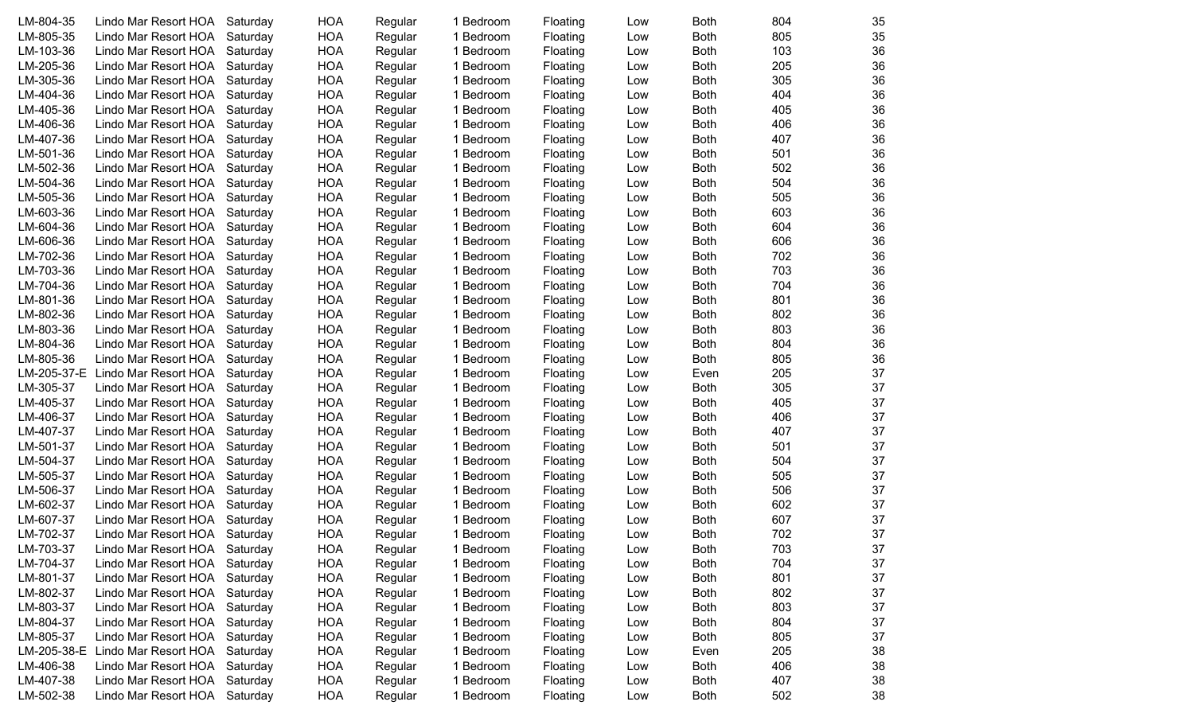| | | | | | | | | | | |
|---|---|---|---|---|---|---|---|---|---|---|
| LM-804-35 | Lindo Mar Resort HOA | Saturday | HOA | Regular | 1 Bedroom | Floating | Low | Both | 804 | 35 |
| LM-805-35 | Lindo Mar Resort HOA | Saturday | HOA | Regular | 1 Bedroom | Floating | Low | Both | 805 | 35 |
| LM-103-36 | Lindo Mar Resort HOA | Saturday | HOA | Regular | 1 Bedroom | Floating | Low | Both | 103 | 36 |
| LM-205-36 | Lindo Mar Resort HOA | Saturday | HOA | Regular | 1 Bedroom | Floating | Low | Both | 205 | 36 |
| LM-305-36 | Lindo Mar Resort HOA | Saturday | HOA | Regular | 1 Bedroom | Floating | Low | Both | 305 | 36 |
| LM-404-36 | Lindo Mar Resort HOA | Saturday | HOA | Regular | 1 Bedroom | Floating | Low | Both | 404 | 36 |
| LM-405-36 | Lindo Mar Resort HOA | Saturday | HOA | Regular | 1 Bedroom | Floating | Low | Both | 405 | 36 |
| LM-406-36 | Lindo Mar Resort HOA | Saturday | HOA | Regular | 1 Bedroom | Floating | Low | Both | 406 | 36 |
| LM-407-36 | Lindo Mar Resort HOA | Saturday | HOA | Regular | 1 Bedroom | Floating | Low | Both | 407 | 36 |
| LM-501-36 | Lindo Mar Resort HOA | Saturday | HOA | Regular | 1 Bedroom | Floating | Low | Both | 501 | 36 |
| LM-502-36 | Lindo Mar Resort HOA | Saturday | HOA | Regular | 1 Bedroom | Floating | Low | Both | 502 | 36 |
| LM-504-36 | Lindo Mar Resort HOA | Saturday | HOA | Regular | 1 Bedroom | Floating | Low | Both | 504 | 36 |
| LM-505-36 | Lindo Mar Resort HOA | Saturday | HOA | Regular | 1 Bedroom | Floating | Low | Both | 505 | 36 |
| LM-603-36 | Lindo Mar Resort HOA | Saturday | HOA | Regular | 1 Bedroom | Floating | Low | Both | 603 | 36 |
| LM-604-36 | Lindo Mar Resort HOA | Saturday | HOA | Regular | 1 Bedroom | Floating | Low | Both | 604 | 36 |
| LM-606-36 | Lindo Mar Resort HOA | Saturday | HOA | Regular | 1 Bedroom | Floating | Low | Both | 606 | 36 |
| LM-702-36 | Lindo Mar Resort HOA | Saturday | HOA | Regular | 1 Bedroom | Floating | Low | Both | 702 | 36 |
| LM-703-36 | Lindo Mar Resort HOA | Saturday | HOA | Regular | 1 Bedroom | Floating | Low | Both | 703 | 36 |
| LM-704-36 | Lindo Mar Resort HOA | Saturday | HOA | Regular | 1 Bedroom | Floating | Low | Both | 704 | 36 |
| LM-801-36 | Lindo Mar Resort HOA | Saturday | HOA | Regular | 1 Bedroom | Floating | Low | Both | 801 | 36 |
| LM-802-36 | Lindo Mar Resort HOA | Saturday | HOA | Regular | 1 Bedroom | Floating | Low | Both | 802 | 36 |
| LM-803-36 | Lindo Mar Resort HOA | Saturday | HOA | Regular | 1 Bedroom | Floating | Low | Both | 803 | 36 |
| LM-804-36 | Lindo Mar Resort HOA | Saturday | HOA | Regular | 1 Bedroom | Floating | Low | Both | 804 | 36 |
| LM-805-36 | Lindo Mar Resort HOA | Saturday | HOA | Regular | 1 Bedroom | Floating | Low | Both | 805 | 36 |
| LM-205-37-E | Lindo Mar Resort HOA | Saturday | HOA | Regular | 1 Bedroom | Floating | Low | Even | 205 | 37 |
| LM-305-37 | Lindo Mar Resort HOA | Saturday | HOA | Regular | 1 Bedroom | Floating | Low | Both | 305 | 37 |
| LM-405-37 | Lindo Mar Resort HOA | Saturday | HOA | Regular | 1 Bedroom | Floating | Low | Both | 405 | 37 |
| LM-406-37 | Lindo Mar Resort HOA | Saturday | HOA | Regular | 1 Bedroom | Floating | Low | Both | 406 | 37 |
| LM-407-37 | Lindo Mar Resort HOA | Saturday | HOA | Regular | 1 Bedroom | Floating | Low | Both | 407 | 37 |
| LM-501-37 | Lindo Mar Resort HOA | Saturday | HOA | Regular | 1 Bedroom | Floating | Low | Both | 501 | 37 |
| LM-504-37 | Lindo Mar Resort HOA | Saturday | HOA | Regular | 1 Bedroom | Floating | Low | Both | 504 | 37 |
| LM-505-37 | Lindo Mar Resort HOA | Saturday | HOA | Regular | 1 Bedroom | Floating | Low | Both | 505 | 37 |
| LM-506-37 | Lindo Mar Resort HOA | Saturday | HOA | Regular | 1 Bedroom | Floating | Low | Both | 506 | 37 |
| LM-602-37 | Lindo Mar Resort HOA | Saturday | HOA | Regular | 1 Bedroom | Floating | Low | Both | 602 | 37 |
| LM-607-37 | Lindo Mar Resort HOA | Saturday | HOA | Regular | 1 Bedroom | Floating | Low | Both | 607 | 37 |
| LM-702-37 | Lindo Mar Resort HOA | Saturday | HOA | Regular | 1 Bedroom | Floating | Low | Both | 702 | 37 |
| LM-703-37 | Lindo Mar Resort HOA | Saturday | HOA | Regular | 1 Bedroom | Floating | Low | Both | 703 | 37 |
| LM-704-37 | Lindo Mar Resort HOA | Saturday | HOA | Regular | 1 Bedroom | Floating | Low | Both | 704 | 37 |
| LM-801-37 | Lindo Mar Resort HOA | Saturday | HOA | Regular | 1 Bedroom | Floating | Low | Both | 801 | 37 |
| LM-802-37 | Lindo Mar Resort HOA | Saturday | HOA | Regular | 1 Bedroom | Floating | Low | Both | 802 | 37 |
| LM-803-37 | Lindo Mar Resort HOA | Saturday | HOA | Regular | 1 Bedroom | Floating | Low | Both | 803 | 37 |
| LM-804-37 | Lindo Mar Resort HOA | Saturday | HOA | Regular | 1 Bedroom | Floating | Low | Both | 804 | 37 |
| LM-805-37 | Lindo Mar Resort HOA | Saturday | HOA | Regular | 1 Bedroom | Floating | Low | Both | 805 | 37 |
| LM-205-38-E | Lindo Mar Resort HOA | Saturday | HOA | Regular | 1 Bedroom | Floating | Low | Even | 205 | 38 |
| LM-406-38 | Lindo Mar Resort HOA | Saturday | HOA | Regular | 1 Bedroom | Floating | Low | Both | 406 | 38 |
| LM-407-38 | Lindo Mar Resort HOA | Saturday | HOA | Regular | 1 Bedroom | Floating | Low | Both | 407 | 38 |
| LM-502-38 | Lindo Mar Resort HOA | Saturday | HOA | Regular | 1 Bedroom | Floating | Low | Both | 502 | 38 |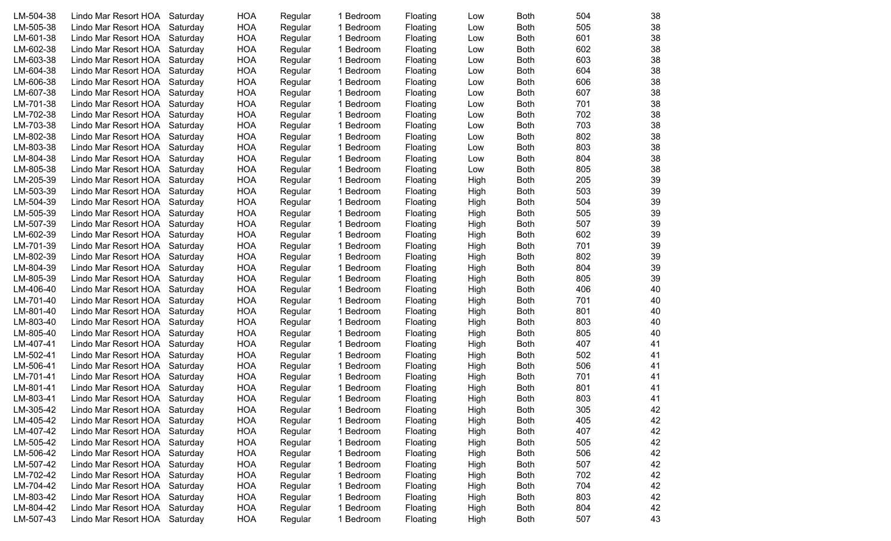| | | | | | | | | | | |
|---|---|---|---|---|---|---|---|---|---|---|
| LM-504-38 | Lindo Mar Resort HOA | Saturday | HOA | Regular | 1 Bedroom | Floating | Low | Both | 504 | 38 |
| LM-505-38 | Lindo Mar Resort HOA | Saturday | HOA | Regular | 1 Bedroom | Floating | Low | Both | 505 | 38 |
| LM-601-38 | Lindo Mar Resort HOA | Saturday | HOA | Regular | 1 Bedroom | Floating | Low | Both | 601 | 38 |
| LM-602-38 | Lindo Mar Resort HOA | Saturday | HOA | Regular | 1 Bedroom | Floating | Low | Both | 602 | 38 |
| LM-603-38 | Lindo Mar Resort HOA | Saturday | HOA | Regular | 1 Bedroom | Floating | Low | Both | 603 | 38 |
| LM-604-38 | Lindo Mar Resort HOA | Saturday | HOA | Regular | 1 Bedroom | Floating | Low | Both | 604 | 38 |
| LM-606-38 | Lindo Mar Resort HOA | Saturday | HOA | Regular | 1 Bedroom | Floating | Low | Both | 606 | 38 |
| LM-607-38 | Lindo Mar Resort HOA | Saturday | HOA | Regular | 1 Bedroom | Floating | Low | Both | 607 | 38 |
| LM-701-38 | Lindo Mar Resort HOA | Saturday | HOA | Regular | 1 Bedroom | Floating | Low | Both | 701 | 38 |
| LM-702-38 | Lindo Mar Resort HOA | Saturday | HOA | Regular | 1 Bedroom | Floating | Low | Both | 702 | 38 |
| LM-703-38 | Lindo Mar Resort HOA | Saturday | HOA | Regular | 1 Bedroom | Floating | Low | Both | 703 | 38 |
| LM-802-38 | Lindo Mar Resort HOA | Saturday | HOA | Regular | 1 Bedroom | Floating | Low | Both | 802 | 38 |
| LM-803-38 | Lindo Mar Resort HOA | Saturday | HOA | Regular | 1 Bedroom | Floating | Low | Both | 803 | 38 |
| LM-804-38 | Lindo Mar Resort HOA | Saturday | HOA | Regular | 1 Bedroom | Floating | Low | Both | 804 | 38 |
| LM-805-38 | Lindo Mar Resort HOA | Saturday | HOA | Regular | 1 Bedroom | Floating | Low | Both | 805 | 38 |
| LM-205-39 | Lindo Mar Resort HOA | Saturday | HOA | Regular | 1 Bedroom | Floating | High | Both | 205 | 39 |
| LM-503-39 | Lindo Mar Resort HOA | Saturday | HOA | Regular | 1 Bedroom | Floating | High | Both | 503 | 39 |
| LM-504-39 | Lindo Mar Resort HOA | Saturday | HOA | Regular | 1 Bedroom | Floating | High | Both | 504 | 39 |
| LM-505-39 | Lindo Mar Resort HOA | Saturday | HOA | Regular | 1 Bedroom | Floating | High | Both | 505 | 39 |
| LM-507-39 | Lindo Mar Resort HOA | Saturday | HOA | Regular | 1 Bedroom | Floating | High | Both | 507 | 39 |
| LM-602-39 | Lindo Mar Resort HOA | Saturday | HOA | Regular | 1 Bedroom | Floating | High | Both | 602 | 39 |
| LM-701-39 | Lindo Mar Resort HOA | Saturday | HOA | Regular | 1 Bedroom | Floating | High | Both | 701 | 39 |
| LM-802-39 | Lindo Mar Resort HOA | Saturday | HOA | Regular | 1 Bedroom | Floating | High | Both | 802 | 39 |
| LM-804-39 | Lindo Mar Resort HOA | Saturday | HOA | Regular | 1 Bedroom | Floating | High | Both | 804 | 39 |
| LM-805-39 | Lindo Mar Resort HOA | Saturday | HOA | Regular | 1 Bedroom | Floating | High | Both | 805 | 39 |
| LM-406-40 | Lindo Mar Resort HOA | Saturday | HOA | Regular | 1 Bedroom | Floating | High | Both | 406 | 40 |
| LM-701-40 | Lindo Mar Resort HOA | Saturday | HOA | Regular | 1 Bedroom | Floating | High | Both | 701 | 40 |
| LM-801-40 | Lindo Mar Resort HOA | Saturday | HOA | Regular | 1 Bedroom | Floating | High | Both | 801 | 40 |
| LM-803-40 | Lindo Mar Resort HOA | Saturday | HOA | Regular | 1 Bedroom | Floating | High | Both | 803 | 40 |
| LM-805-40 | Lindo Mar Resort HOA | Saturday | HOA | Regular | 1 Bedroom | Floating | High | Both | 805 | 40 |
| LM-407-41 | Lindo Mar Resort HOA | Saturday | HOA | Regular | 1 Bedroom | Floating | High | Both | 407 | 41 |
| LM-502-41 | Lindo Mar Resort HOA | Saturday | HOA | Regular | 1 Bedroom | Floating | High | Both | 502 | 41 |
| LM-506-41 | Lindo Mar Resort HOA | Saturday | HOA | Regular | 1 Bedroom | Floating | High | Both | 506 | 41 |
| LM-701-41 | Lindo Mar Resort HOA | Saturday | HOA | Regular | 1 Bedroom | Floating | High | Both | 701 | 41 |
| LM-801-41 | Lindo Mar Resort HOA | Saturday | HOA | Regular | 1 Bedroom | Floating | High | Both | 801 | 41 |
| LM-803-41 | Lindo Mar Resort HOA | Saturday | HOA | Regular | 1 Bedroom | Floating | High | Both | 803 | 41 |
| LM-305-42 | Lindo Mar Resort HOA | Saturday | HOA | Regular | 1 Bedroom | Floating | High | Both | 305 | 42 |
| LM-405-42 | Lindo Mar Resort HOA | Saturday | HOA | Regular | 1 Bedroom | Floating | High | Both | 405 | 42 |
| LM-407-42 | Lindo Mar Resort HOA | Saturday | HOA | Regular | 1 Bedroom | Floating | High | Both | 407 | 42 |
| LM-505-42 | Lindo Mar Resort HOA | Saturday | HOA | Regular | 1 Bedroom | Floating | High | Both | 505 | 42 |
| LM-506-42 | Lindo Mar Resort HOA | Saturday | HOA | Regular | 1 Bedroom | Floating | High | Both | 506 | 42 |
| LM-507-42 | Lindo Mar Resort HOA | Saturday | HOA | Regular | 1 Bedroom | Floating | High | Both | 507 | 42 |
| LM-702-42 | Lindo Mar Resort HOA | Saturday | HOA | Regular | 1 Bedroom | Floating | High | Both | 702 | 42 |
| LM-704-42 | Lindo Mar Resort HOA | Saturday | HOA | Regular | 1 Bedroom | Floating | High | Both | 704 | 42 |
| LM-803-42 | Lindo Mar Resort HOA | Saturday | HOA | Regular | 1 Bedroom | Floating | High | Both | 803 | 42 |
| LM-804-42 | Lindo Mar Resort HOA | Saturday | HOA | Regular | 1 Bedroom | Floating | High | Both | 804 | 42 |
| LM-507-43 | Lindo Mar Resort HOA | Saturday | HOA | Regular | 1 Bedroom | Floating | High | Both | 507 | 43 |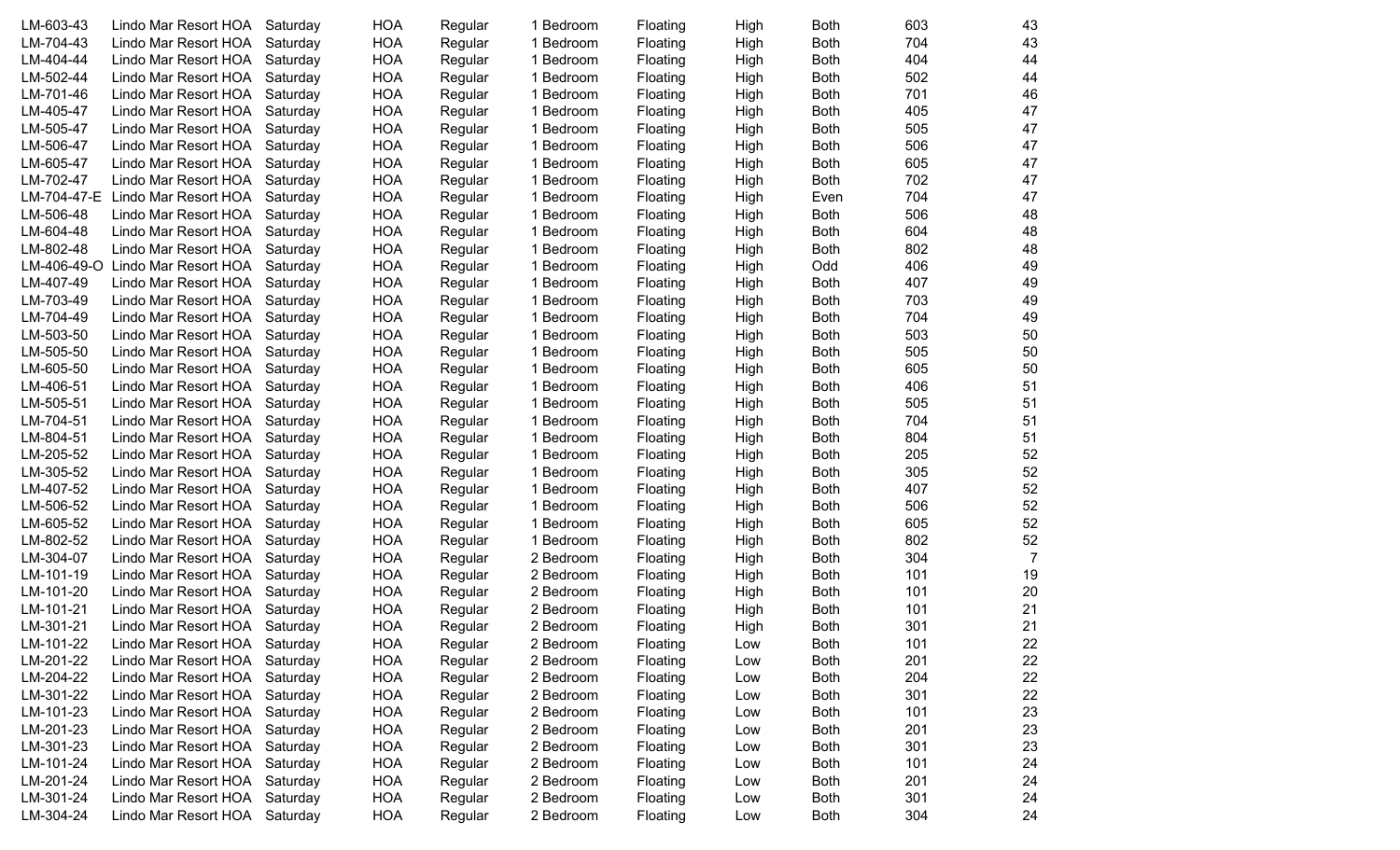| | | | | | | | | | | |
|---|---|---|---|---|---|---|---|---|---|---|
| LM-603-43 | Lindo Mar Resort HOA | Saturday | HOA | Regular | 1 Bedroom | Floating | High | Both | 603 | 43 |
| LM-704-43 | Lindo Mar Resort HOA | Saturday | HOA | Regular | 1 Bedroom | Floating | High | Both | 704 | 43 |
| LM-404-44 | Lindo Mar Resort HOA | Saturday | HOA | Regular | 1 Bedroom | Floating | High | Both | 404 | 44 |
| LM-502-44 | Lindo Mar Resort HOA | Saturday | HOA | Regular | 1 Bedroom | Floating | High | Both | 502 | 44 |
| LM-701-46 | Lindo Mar Resort HOA | Saturday | HOA | Regular | 1 Bedroom | Floating | High | Both | 701 | 46 |
| LM-405-47 | Lindo Mar Resort HOA | Saturday | HOA | Regular | 1 Bedroom | Floating | High | Both | 405 | 47 |
| LM-505-47 | Lindo Mar Resort HOA | Saturday | HOA | Regular | 1 Bedroom | Floating | High | Both | 505 | 47 |
| LM-506-47 | Lindo Mar Resort HOA | Saturday | HOA | Regular | 1 Bedroom | Floating | High | Both | 506 | 47 |
| LM-605-47 | Lindo Mar Resort HOA | Saturday | HOA | Regular | 1 Bedroom | Floating | High | Both | 605 | 47 |
| LM-702-47 | Lindo Mar Resort HOA | Saturday | HOA | Regular | 1 Bedroom | Floating | High | Both | 702 | 47 |
| LM-704-47-E | Lindo Mar Resort HOA | Saturday | HOA | Regular | 1 Bedroom | Floating | High | Even | 704 | 47 |
| LM-506-48 | Lindo Mar Resort HOA | Saturday | HOA | Regular | 1 Bedroom | Floating | High | Both | 506 | 48 |
| LM-604-48 | Lindo Mar Resort HOA | Saturday | HOA | Regular | 1 Bedroom | Floating | High | Both | 604 | 48 |
| LM-802-48 | Lindo Mar Resort HOA | Saturday | HOA | Regular | 1 Bedroom | Floating | High | Both | 802 | 48 |
| LM-406-49-O | Lindo Mar Resort HOA | Saturday | HOA | Regular | 1 Bedroom | Floating | High | Odd | 406 | 49 |
| LM-407-49 | Lindo Mar Resort HOA | Saturday | HOA | Regular | 1 Bedroom | Floating | High | Both | 407 | 49 |
| LM-703-49 | Lindo Mar Resort HOA | Saturday | HOA | Regular | 1 Bedroom | Floating | High | Both | 703 | 49 |
| LM-704-49 | Lindo Mar Resort HOA | Saturday | HOA | Regular | 1 Bedroom | Floating | High | Both | 704 | 49 |
| LM-503-50 | Lindo Mar Resort HOA | Saturday | HOA | Regular | 1 Bedroom | Floating | High | Both | 503 | 50 |
| LM-505-50 | Lindo Mar Resort HOA | Saturday | HOA | Regular | 1 Bedroom | Floating | High | Both | 505 | 50 |
| LM-605-50 | Lindo Mar Resort HOA | Saturday | HOA | Regular | 1 Bedroom | Floating | High | Both | 605 | 50 |
| LM-406-51 | Lindo Mar Resort HOA | Saturday | HOA | Regular | 1 Bedroom | Floating | High | Both | 406 | 51 |
| LM-505-51 | Lindo Mar Resort HOA | Saturday | HOA | Regular | 1 Bedroom | Floating | High | Both | 505 | 51 |
| LM-704-51 | Lindo Mar Resort HOA | Saturday | HOA | Regular | 1 Bedroom | Floating | High | Both | 704 | 51 |
| LM-804-51 | Lindo Mar Resort HOA | Saturday | HOA | Regular | 1 Bedroom | Floating | High | Both | 804 | 51 |
| LM-205-52 | Lindo Mar Resort HOA | Saturday | HOA | Regular | 1 Bedroom | Floating | High | Both | 205 | 52 |
| LM-305-52 | Lindo Mar Resort HOA | Saturday | HOA | Regular | 1 Bedroom | Floating | High | Both | 305 | 52 |
| LM-407-52 | Lindo Mar Resort HOA | Saturday | HOA | Regular | 1 Bedroom | Floating | High | Both | 407 | 52 |
| LM-506-52 | Lindo Mar Resort HOA | Saturday | HOA | Regular | 1 Bedroom | Floating | High | Both | 506 | 52 |
| LM-605-52 | Lindo Mar Resort HOA | Saturday | HOA | Regular | 1 Bedroom | Floating | High | Both | 605 | 52 |
| LM-802-52 | Lindo Mar Resort HOA | Saturday | HOA | Regular | 1 Bedroom | Floating | High | Both | 802 | 52 |
| LM-304-07 | Lindo Mar Resort HOA | Saturday | HOA | Regular | 2 Bedroom | Floating | High | Both | 304 | 7 |
| LM-101-19 | Lindo Mar Resort HOA | Saturday | HOA | Regular | 2 Bedroom | Floating | High | Both | 101 | 19 |
| LM-101-20 | Lindo Mar Resort HOA | Saturday | HOA | Regular | 2 Bedroom | Floating | High | Both | 101 | 20 |
| LM-101-21 | Lindo Mar Resort HOA | Saturday | HOA | Regular | 2 Bedroom | Floating | High | Both | 101 | 21 |
| LM-301-21 | Lindo Mar Resort HOA | Saturday | HOA | Regular | 2 Bedroom | Floating | High | Both | 301 | 21 |
| LM-101-22 | Lindo Mar Resort HOA | Saturday | HOA | Regular | 2 Bedroom | Floating | Low | Both | 101 | 22 |
| LM-201-22 | Lindo Mar Resort HOA | Saturday | HOA | Regular | 2 Bedroom | Floating | Low | Both | 201 | 22 |
| LM-204-22 | Lindo Mar Resort HOA | Saturday | HOA | Regular | 2 Bedroom | Floating | Low | Both | 204 | 22 |
| LM-301-22 | Lindo Mar Resort HOA | Saturday | HOA | Regular | 2 Bedroom | Floating | Low | Both | 301 | 22 |
| LM-101-23 | Lindo Mar Resort HOA | Saturday | HOA | Regular | 2 Bedroom | Floating | Low | Both | 101 | 23 |
| LM-201-23 | Lindo Mar Resort HOA | Saturday | HOA | Regular | 2 Bedroom | Floating | Low | Both | 201 | 23 |
| LM-301-23 | Lindo Mar Resort HOA | Saturday | HOA | Regular | 2 Bedroom | Floating | Low | Both | 301 | 23 |
| LM-101-24 | Lindo Mar Resort HOA | Saturday | HOA | Regular | 2 Bedroom | Floating | Low | Both | 101 | 24 |
| LM-201-24 | Lindo Mar Resort HOA | Saturday | HOA | Regular | 2 Bedroom | Floating | Low | Both | 201 | 24 |
| LM-301-24 | Lindo Mar Resort HOA | Saturday | HOA | Regular | 2 Bedroom | Floating | Low | Both | 301 | 24 |
| LM-304-24 | Lindo Mar Resort HOA | Saturday | HOA | Regular | 2 Bedroom | Floating | Low | Both | 304 | 24 |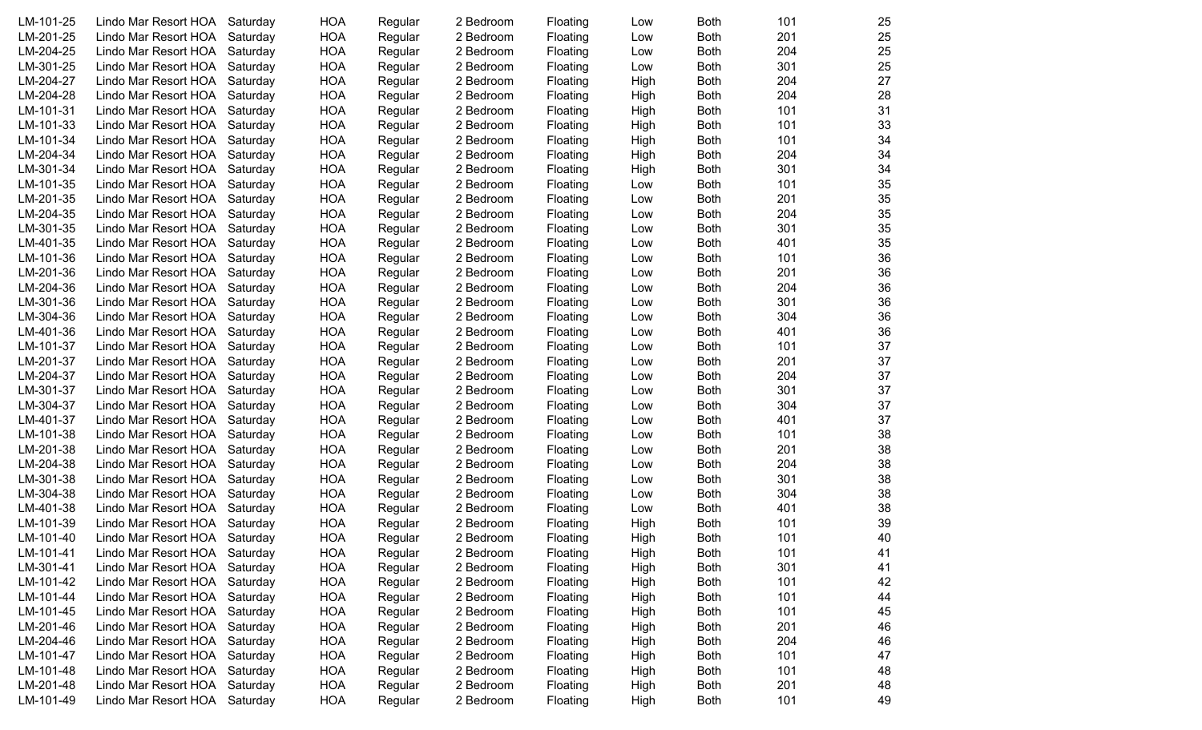| | | | | | | | | | | |
|---|---|---|---|---|---|---|---|---|---|---|
| LM-101-25 | Lindo Mar Resort HOA | Saturday | HOA | Regular | 2 Bedroom | Floating | Low | Both | 101 | 25 |
| LM-201-25 | Lindo Mar Resort HOA | Saturday | HOA | Regular | 2 Bedroom | Floating | Low | Both | 201 | 25 |
| LM-204-25 | Lindo Mar Resort HOA | Saturday | HOA | Regular | 2 Bedroom | Floating | Low | Both | 204 | 25 |
| LM-301-25 | Lindo Mar Resort HOA | Saturday | HOA | Regular | 2 Bedroom | Floating | Low | Both | 301 | 25 |
| LM-204-27 | Lindo Mar Resort HOA | Saturday | HOA | Regular | 2 Bedroom | Floating | High | Both | 204 | 27 |
| LM-204-28 | Lindo Mar Resort HOA | Saturday | HOA | Regular | 2 Bedroom | Floating | High | Both | 204 | 28 |
| LM-101-31 | Lindo Mar Resort HOA | Saturday | HOA | Regular | 2 Bedroom | Floating | High | Both | 101 | 31 |
| LM-101-33 | Lindo Mar Resort HOA | Saturday | HOA | Regular | 2 Bedroom | Floating | High | Both | 101 | 33 |
| LM-101-34 | Lindo Mar Resort HOA | Saturday | HOA | Regular | 2 Bedroom | Floating | High | Both | 101 | 34 |
| LM-204-34 | Lindo Mar Resort HOA | Saturday | HOA | Regular | 2 Bedroom | Floating | High | Both | 204 | 34 |
| LM-301-34 | Lindo Mar Resort HOA | Saturday | HOA | Regular | 2 Bedroom | Floating | High | Both | 301 | 34 |
| LM-101-35 | Lindo Mar Resort HOA | Saturday | HOA | Regular | 2 Bedroom | Floating | Low | Both | 101 | 35 |
| LM-201-35 | Lindo Mar Resort HOA | Saturday | HOA | Regular | 2 Bedroom | Floating | Low | Both | 201 | 35 |
| LM-204-35 | Lindo Mar Resort HOA | Saturday | HOA | Regular | 2 Bedroom | Floating | Low | Both | 204 | 35 |
| LM-301-35 | Lindo Mar Resort HOA | Saturday | HOA | Regular | 2 Bedroom | Floating | Low | Both | 301 | 35 |
| LM-401-35 | Lindo Mar Resort HOA | Saturday | HOA | Regular | 2 Bedroom | Floating | Low | Both | 401 | 35 |
| LM-101-36 | Lindo Mar Resort HOA | Saturday | HOA | Regular | 2 Bedroom | Floating | Low | Both | 101 | 36 |
| LM-201-36 | Lindo Mar Resort HOA | Saturday | HOA | Regular | 2 Bedroom | Floating | Low | Both | 201 | 36 |
| LM-204-36 | Lindo Mar Resort HOA | Saturday | HOA | Regular | 2 Bedroom | Floating | Low | Both | 204 | 36 |
| LM-301-36 | Lindo Mar Resort HOA | Saturday | HOA | Regular | 2 Bedroom | Floating | Low | Both | 301 | 36 |
| LM-304-36 | Lindo Mar Resort HOA | Saturday | HOA | Regular | 2 Bedroom | Floating | Low | Both | 304 | 36 |
| LM-401-36 | Lindo Mar Resort HOA | Saturday | HOA | Regular | 2 Bedroom | Floating | Low | Both | 401 | 36 |
| LM-101-37 | Lindo Mar Resort HOA | Saturday | HOA | Regular | 2 Bedroom | Floating | Low | Both | 101 | 37 |
| LM-201-37 | Lindo Mar Resort HOA | Saturday | HOA | Regular | 2 Bedroom | Floating | Low | Both | 201 | 37 |
| LM-204-37 | Lindo Mar Resort HOA | Saturday | HOA | Regular | 2 Bedroom | Floating | Low | Both | 204 | 37 |
| LM-301-37 | Lindo Mar Resort HOA | Saturday | HOA | Regular | 2 Bedroom | Floating | Low | Both | 301 | 37 |
| LM-304-37 | Lindo Mar Resort HOA | Saturday | HOA | Regular | 2 Bedroom | Floating | Low | Both | 304 | 37 |
| LM-401-37 | Lindo Mar Resort HOA | Saturday | HOA | Regular | 2 Bedroom | Floating | Low | Both | 401 | 37 |
| LM-101-38 | Lindo Mar Resort HOA | Saturday | HOA | Regular | 2 Bedroom | Floating | Low | Both | 101 | 38 |
| LM-201-38 | Lindo Mar Resort HOA | Saturday | HOA | Regular | 2 Bedroom | Floating | Low | Both | 201 | 38 |
| LM-204-38 | Lindo Mar Resort HOA | Saturday | HOA | Regular | 2 Bedroom | Floating | Low | Both | 204 | 38 |
| LM-301-38 | Lindo Mar Resort HOA | Saturday | HOA | Regular | 2 Bedroom | Floating | Low | Both | 301 | 38 |
| LM-304-38 | Lindo Mar Resort HOA | Saturday | HOA | Regular | 2 Bedroom | Floating | Low | Both | 304 | 38 |
| LM-401-38 | Lindo Mar Resort HOA | Saturday | HOA | Regular | 2 Bedroom | Floating | Low | Both | 401 | 38 |
| LM-101-39 | Lindo Mar Resort HOA | Saturday | HOA | Regular | 2 Bedroom | Floating | High | Both | 101 | 39 |
| LM-101-40 | Lindo Mar Resort HOA | Saturday | HOA | Regular | 2 Bedroom | Floating | High | Both | 101 | 40 |
| LM-101-41 | Lindo Mar Resort HOA | Saturday | HOA | Regular | 2 Bedroom | Floating | High | Both | 101 | 41 |
| LM-301-41 | Lindo Mar Resort HOA | Saturday | HOA | Regular | 2 Bedroom | Floating | High | Both | 301 | 41 |
| LM-101-42 | Lindo Mar Resort HOA | Saturday | HOA | Regular | 2 Bedroom | Floating | High | Both | 101 | 42 |
| LM-101-44 | Lindo Mar Resort HOA | Saturday | HOA | Regular | 2 Bedroom | Floating | High | Both | 101 | 44 |
| LM-101-45 | Lindo Mar Resort HOA | Saturday | HOA | Regular | 2 Bedroom | Floating | High | Both | 101 | 45 |
| LM-201-46 | Lindo Mar Resort HOA | Saturday | HOA | Regular | 2 Bedroom | Floating | High | Both | 201 | 46 |
| LM-204-46 | Lindo Mar Resort HOA | Saturday | HOA | Regular | 2 Bedroom | Floating | High | Both | 204 | 46 |
| LM-101-47 | Lindo Mar Resort HOA | Saturday | HOA | Regular | 2 Bedroom | Floating | High | Both | 101 | 47 |
| LM-101-48 | Lindo Mar Resort HOA | Saturday | HOA | Regular | 2 Bedroom | Floating | High | Both | 101 | 48 |
| LM-201-48 | Lindo Mar Resort HOA | Saturday | HOA | Regular | 2 Bedroom | Floating | High | Both | 201 | 48 |
| LM-101-49 | Lindo Mar Resort HOA | Saturday | HOA | Regular | 2 Bedroom | Floating | High | Both | 101 | 49 |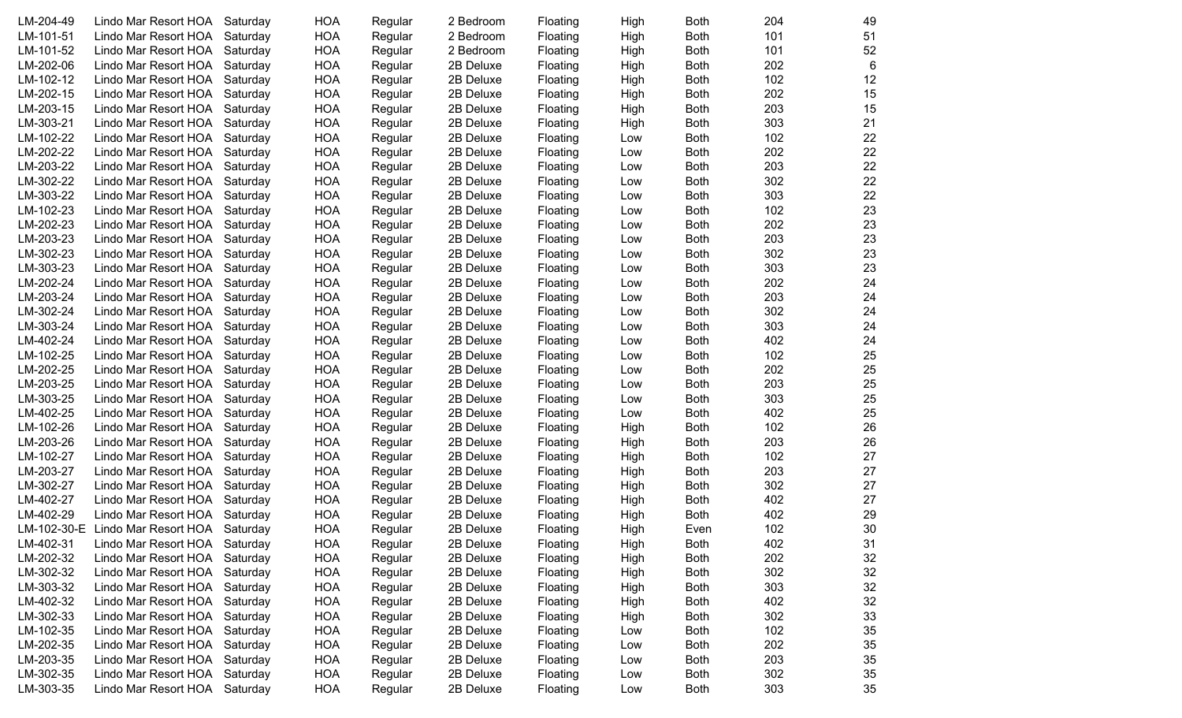| | | | | | | | | | | |
|---|---|---|---|---|---|---|---|---|---|---|
| LM-204-49 | Lindo Mar Resort HOA | Saturday | HOA | Regular | 2 Bedroom | Floating | High | Both | 204 | 49 |
| LM-101-51 | Lindo Mar Resort HOA | Saturday | HOA | Regular | 2 Bedroom | Floating | High | Both | 101 | 51 |
| LM-101-52 | Lindo Mar Resort HOA | Saturday | HOA | Regular | 2 Bedroom | Floating | High | Both | 101 | 52 |
| LM-202-06 | Lindo Mar Resort HOA | Saturday | HOA | Regular | 2B Deluxe | Floating | High | Both | 202 | 6 |
| LM-102-12 | Lindo Mar Resort HOA | Saturday | HOA | Regular | 2B Deluxe | Floating | High | Both | 102 | 12 |
| LM-202-15 | Lindo Mar Resort HOA | Saturday | HOA | Regular | 2B Deluxe | Floating | High | Both | 202 | 15 |
| LM-203-15 | Lindo Mar Resort HOA | Saturday | HOA | Regular | 2B Deluxe | Floating | High | Both | 203 | 15 |
| LM-303-21 | Lindo Mar Resort HOA | Saturday | HOA | Regular | 2B Deluxe | Floating | High | Both | 303 | 21 |
| LM-102-22 | Lindo Mar Resort HOA | Saturday | HOA | Regular | 2B Deluxe | Floating | Low | Both | 102 | 22 |
| LM-202-22 | Lindo Mar Resort HOA | Saturday | HOA | Regular | 2B Deluxe | Floating | Low | Both | 202 | 22 |
| LM-203-22 | Lindo Mar Resort HOA | Saturday | HOA | Regular | 2B Deluxe | Floating | Low | Both | 203 | 22 |
| LM-302-22 | Lindo Mar Resort HOA | Saturday | HOA | Regular | 2B Deluxe | Floating | Low | Both | 302 | 22 |
| LM-303-22 | Lindo Mar Resort HOA | Saturday | HOA | Regular | 2B Deluxe | Floating | Low | Both | 303 | 22 |
| LM-102-23 | Lindo Mar Resort HOA | Saturday | HOA | Regular | 2B Deluxe | Floating | Low | Both | 102 | 23 |
| LM-202-23 | Lindo Mar Resort HOA | Saturday | HOA | Regular | 2B Deluxe | Floating | Low | Both | 202 | 23 |
| LM-203-23 | Lindo Mar Resort HOA | Saturday | HOA | Regular | 2B Deluxe | Floating | Low | Both | 203 | 23 |
| LM-302-23 | Lindo Mar Resort HOA | Saturday | HOA | Regular | 2B Deluxe | Floating | Low | Both | 302 | 23 |
| LM-303-23 | Lindo Mar Resort HOA | Saturday | HOA | Regular | 2B Deluxe | Floating | Low | Both | 303 | 23 |
| LM-202-24 | Lindo Mar Resort HOA | Saturday | HOA | Regular | 2B Deluxe | Floating | Low | Both | 202 | 24 |
| LM-203-24 | Lindo Mar Resort HOA | Saturday | HOA | Regular | 2B Deluxe | Floating | Low | Both | 203 | 24 |
| LM-302-24 | Lindo Mar Resort HOA | Saturday | HOA | Regular | 2B Deluxe | Floating | Low | Both | 302 | 24 |
| LM-303-24 | Lindo Mar Resort HOA | Saturday | HOA | Regular | 2B Deluxe | Floating | Low | Both | 303 | 24 |
| LM-402-24 | Lindo Mar Resort HOA | Saturday | HOA | Regular | 2B Deluxe | Floating | Low | Both | 402 | 24 |
| LM-102-25 | Lindo Mar Resort HOA | Saturday | HOA | Regular | 2B Deluxe | Floating | Low | Both | 102 | 25 |
| LM-202-25 | Lindo Mar Resort HOA | Saturday | HOA | Regular | 2B Deluxe | Floating | Low | Both | 202 | 25 |
| LM-203-25 | Lindo Mar Resort HOA | Saturday | HOA | Regular | 2B Deluxe | Floating | Low | Both | 203 | 25 |
| LM-303-25 | Lindo Mar Resort HOA | Saturday | HOA | Regular | 2B Deluxe | Floating | Low | Both | 303 | 25 |
| LM-402-25 | Lindo Mar Resort HOA | Saturday | HOA | Regular | 2B Deluxe | Floating | Low | Both | 402 | 25 |
| LM-102-26 | Lindo Mar Resort HOA | Saturday | HOA | Regular | 2B Deluxe | Floating | High | Both | 102 | 26 |
| LM-203-26 | Lindo Mar Resort HOA | Saturday | HOA | Regular | 2B Deluxe | Floating | High | Both | 203 | 26 |
| LM-102-27 | Lindo Mar Resort HOA | Saturday | HOA | Regular | 2B Deluxe | Floating | High | Both | 102 | 27 |
| LM-203-27 | Lindo Mar Resort HOA | Saturday | HOA | Regular | 2B Deluxe | Floating | High | Both | 203 | 27 |
| LM-302-27 | Lindo Mar Resort HOA | Saturday | HOA | Regular | 2B Deluxe | Floating | High | Both | 302 | 27 |
| LM-402-27 | Lindo Mar Resort HOA | Saturday | HOA | Regular | 2B Deluxe | Floating | High | Both | 402 | 27 |
| LM-402-29 | Lindo Mar Resort HOA | Saturday | HOA | Regular | 2B Deluxe | Floating | High | Both | 402 | 29 |
| LM-102-30-E | Lindo Mar Resort HOA | Saturday | HOA | Regular | 2B Deluxe | Floating | High | Even | 102 | 30 |
| LM-402-31 | Lindo Mar Resort HOA | Saturday | HOA | Regular | 2B Deluxe | Floating | High | Both | 402 | 31 |
| LM-202-32 | Lindo Mar Resort HOA | Saturday | HOA | Regular | 2B Deluxe | Floating | High | Both | 202 | 32 |
| LM-302-32 | Lindo Mar Resort HOA | Saturday | HOA | Regular | 2B Deluxe | Floating | High | Both | 302 | 32 |
| LM-303-32 | Lindo Mar Resort HOA | Saturday | HOA | Regular | 2B Deluxe | Floating | High | Both | 303 | 32 |
| LM-402-32 | Lindo Mar Resort HOA | Saturday | HOA | Regular | 2B Deluxe | Floating | High | Both | 402 | 32 |
| LM-302-33 | Lindo Mar Resort HOA | Saturday | HOA | Regular | 2B Deluxe | Floating | High | Both | 302 | 33 |
| LM-102-35 | Lindo Mar Resort HOA | Saturday | HOA | Regular | 2B Deluxe | Floating | Low | Both | 102 | 35 |
| LM-202-35 | Lindo Mar Resort HOA | Saturday | HOA | Regular | 2B Deluxe | Floating | Low | Both | 202 | 35 |
| LM-203-35 | Lindo Mar Resort HOA | Saturday | HOA | Regular | 2B Deluxe | Floating | Low | Both | 203 | 35 |
| LM-302-35 | Lindo Mar Resort HOA | Saturday | HOA | Regular | 2B Deluxe | Floating | Low | Both | 302 | 35 |
| LM-303-35 | Lindo Mar Resort HOA | Saturday | HOA | Regular | 2B Deluxe | Floating | Low | Both | 303 | 35 |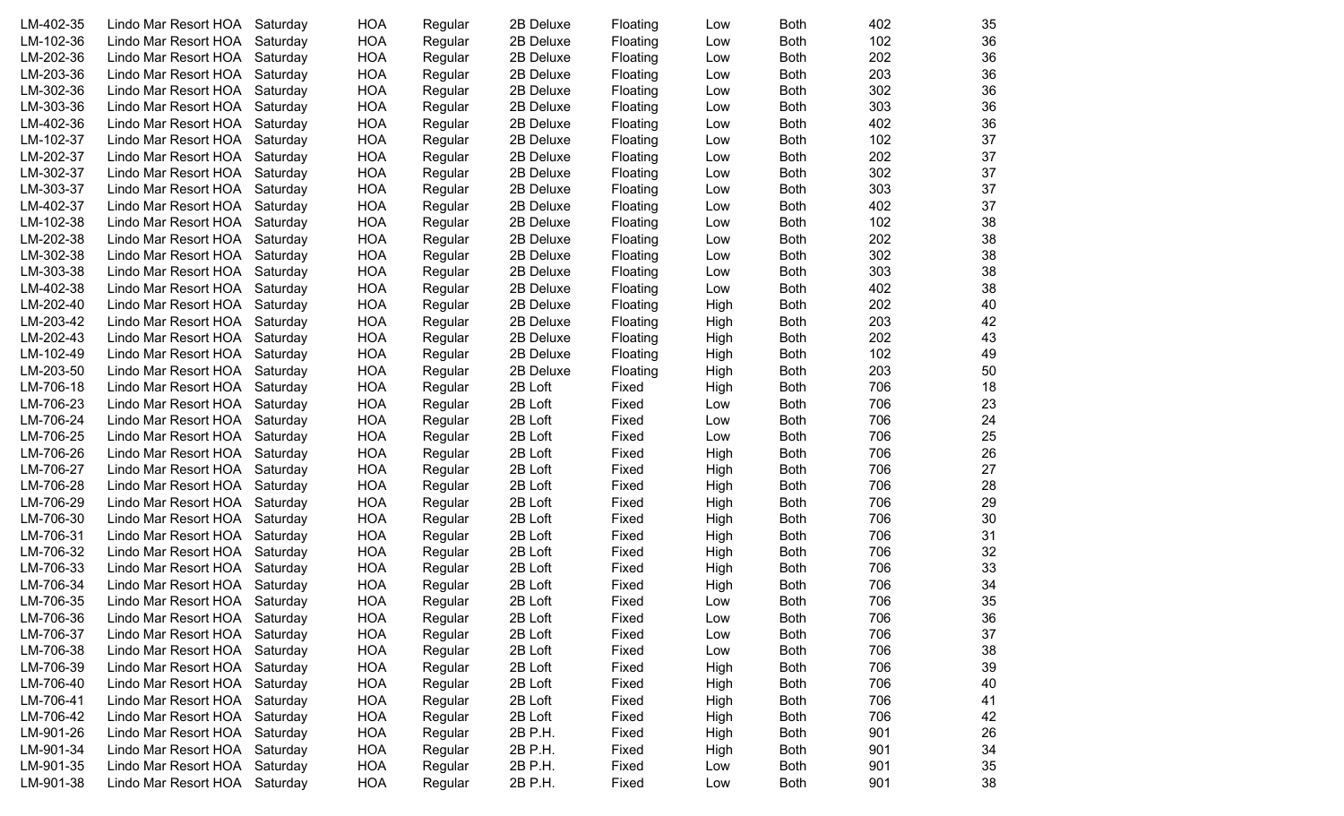| | | | | | | | | | | |
|---|---|---|---|---|---|---|---|---|---|---|
| LM-402-35 | Lindo Mar Resort HOA | Saturday | HOA | Regular | 2B Deluxe | Floating | Low | Both | 402 | 35 |
| LM-102-36 | Lindo Mar Resort HOA | Saturday | HOA | Regular | 2B Deluxe | Floating | Low | Both | 102 | 36 |
| LM-202-36 | Lindo Mar Resort HOA | Saturday | HOA | Regular | 2B Deluxe | Floating | Low | Both | 202 | 36 |
| LM-203-36 | Lindo Mar Resort HOA | Saturday | HOA | Regular | 2B Deluxe | Floating | Low | Both | 203 | 36 |
| LM-302-36 | Lindo Mar Resort HOA | Saturday | HOA | Regular | 2B Deluxe | Floating | Low | Both | 302 | 36 |
| LM-303-36 | Lindo Mar Resort HOA | Saturday | HOA | Regular | 2B Deluxe | Floating | Low | Both | 303 | 36 |
| LM-402-36 | Lindo Mar Resort HOA | Saturday | HOA | Regular | 2B Deluxe | Floating | Low | Both | 402 | 36 |
| LM-102-37 | Lindo Mar Resort HOA | Saturday | HOA | Regular | 2B Deluxe | Floating | Low | Both | 102 | 37 |
| LM-202-37 | Lindo Mar Resort HOA | Saturday | HOA | Regular | 2B Deluxe | Floating | Low | Both | 202 | 37 |
| LM-302-37 | Lindo Mar Resort HOA | Saturday | HOA | Regular | 2B Deluxe | Floating | Low | Both | 302 | 37 |
| LM-303-37 | Lindo Mar Resort HOA | Saturday | HOA | Regular | 2B Deluxe | Floating | Low | Both | 303 | 37 |
| LM-402-37 | Lindo Mar Resort HOA | Saturday | HOA | Regular | 2B Deluxe | Floating | Low | Both | 402 | 37 |
| LM-102-38 | Lindo Mar Resort HOA | Saturday | HOA | Regular | 2B Deluxe | Floating | Low | Both | 102 | 38 |
| LM-202-38 | Lindo Mar Resort HOA | Saturday | HOA | Regular | 2B Deluxe | Floating | Low | Both | 202 | 38 |
| LM-302-38 | Lindo Mar Resort HOA | Saturday | HOA | Regular | 2B Deluxe | Floating | Low | Both | 302 | 38 |
| LM-303-38 | Lindo Mar Resort HOA | Saturday | HOA | Regular | 2B Deluxe | Floating | Low | Both | 303 | 38 |
| LM-402-38 | Lindo Mar Resort HOA | Saturday | HOA | Regular | 2B Deluxe | Floating | Low | Both | 402 | 38 |
| LM-202-40 | Lindo Mar Resort HOA | Saturday | HOA | Regular | 2B Deluxe | Floating | High | Both | 202 | 40 |
| LM-203-42 | Lindo Mar Resort HOA | Saturday | HOA | Regular | 2B Deluxe | Floating | High | Both | 203 | 42 |
| LM-202-43 | Lindo Mar Resort HOA | Saturday | HOA | Regular | 2B Deluxe | Floating | High | Both | 202 | 43 |
| LM-102-49 | Lindo Mar Resort HOA | Saturday | HOA | Regular | 2B Deluxe | Floating | High | Both | 102 | 49 |
| LM-203-50 | Lindo Mar Resort HOA | Saturday | HOA | Regular | 2B Deluxe | Floating | High | Both | 203 | 50 |
| LM-706-18 | Lindo Mar Resort HOA | Saturday | HOA | Regular | 2B Loft | Fixed | High | Both | 706 | 18 |
| LM-706-23 | Lindo Mar Resort HOA | Saturday | HOA | Regular | 2B Loft | Fixed | Low | Both | 706 | 23 |
| LM-706-24 | Lindo Mar Resort HOA | Saturday | HOA | Regular | 2B Loft | Fixed | Low | Both | 706 | 24 |
| LM-706-25 | Lindo Mar Resort HOA | Saturday | HOA | Regular | 2B Loft | Fixed | Low | Both | 706 | 25 |
| LM-706-26 | Lindo Mar Resort HOA | Saturday | HOA | Regular | 2B Loft | Fixed | High | Both | 706 | 26 |
| LM-706-27 | Lindo Mar Resort HOA | Saturday | HOA | Regular | 2B Loft | Fixed | High | Both | 706 | 27 |
| LM-706-28 | Lindo Mar Resort HOA | Saturday | HOA | Regular | 2B Loft | Fixed | High | Both | 706 | 28 |
| LM-706-29 | Lindo Mar Resort HOA | Saturday | HOA | Regular | 2B Loft | Fixed | High | Both | 706 | 29 |
| LM-706-30 | Lindo Mar Resort HOA | Saturday | HOA | Regular | 2B Loft | Fixed | High | Both | 706 | 30 |
| LM-706-31 | Lindo Mar Resort HOA | Saturday | HOA | Regular | 2B Loft | Fixed | High | Both | 706 | 31 |
| LM-706-32 | Lindo Mar Resort HOA | Saturday | HOA | Regular | 2B Loft | Fixed | High | Both | 706 | 32 |
| LM-706-33 | Lindo Mar Resort HOA | Saturday | HOA | Regular | 2B Loft | Fixed | High | Both | 706 | 33 |
| LM-706-34 | Lindo Mar Resort HOA | Saturday | HOA | Regular | 2B Loft | Fixed | High | Both | 706 | 34 |
| LM-706-35 | Lindo Mar Resort HOA | Saturday | HOA | Regular | 2B Loft | Fixed | Low | Both | 706 | 35 |
| LM-706-36 | Lindo Mar Resort HOA | Saturday | HOA | Regular | 2B Loft | Fixed | Low | Both | 706 | 36 |
| LM-706-37 | Lindo Mar Resort HOA | Saturday | HOA | Regular | 2B Loft | Fixed | Low | Both | 706 | 37 |
| LM-706-38 | Lindo Mar Resort HOA | Saturday | HOA | Regular | 2B Loft | Fixed | Low | Both | 706 | 38 |
| LM-706-39 | Lindo Mar Resort HOA | Saturday | HOA | Regular | 2B Loft | Fixed | High | Both | 706 | 39 |
| LM-706-40 | Lindo Mar Resort HOA | Saturday | HOA | Regular | 2B Loft | Fixed | High | Both | 706 | 40 |
| LM-706-41 | Lindo Mar Resort HOA | Saturday | HOA | Regular | 2B Loft | Fixed | High | Both | 706 | 41 |
| LM-706-42 | Lindo Mar Resort HOA | Saturday | HOA | Regular | 2B Loft | Fixed | High | Both | 706 | 42 |
| LM-901-26 | Lindo Mar Resort HOA | Saturday | HOA | Regular | 2B P.H. | Fixed | High | Both | 901 | 26 |
| LM-901-34 | Lindo Mar Resort HOA | Saturday | HOA | Regular | 2B P.H. | Fixed | High | Both | 901 | 34 |
| LM-901-35 | Lindo Mar Resort HOA | Saturday | HOA | Regular | 2B P.H. | Fixed | Low | Both | 901 | 35 |
| LM-901-38 | Lindo Mar Resort HOA | Saturday | HOA | Regular | 2B P.H. | Fixed | Low | Both | 901 | 38 |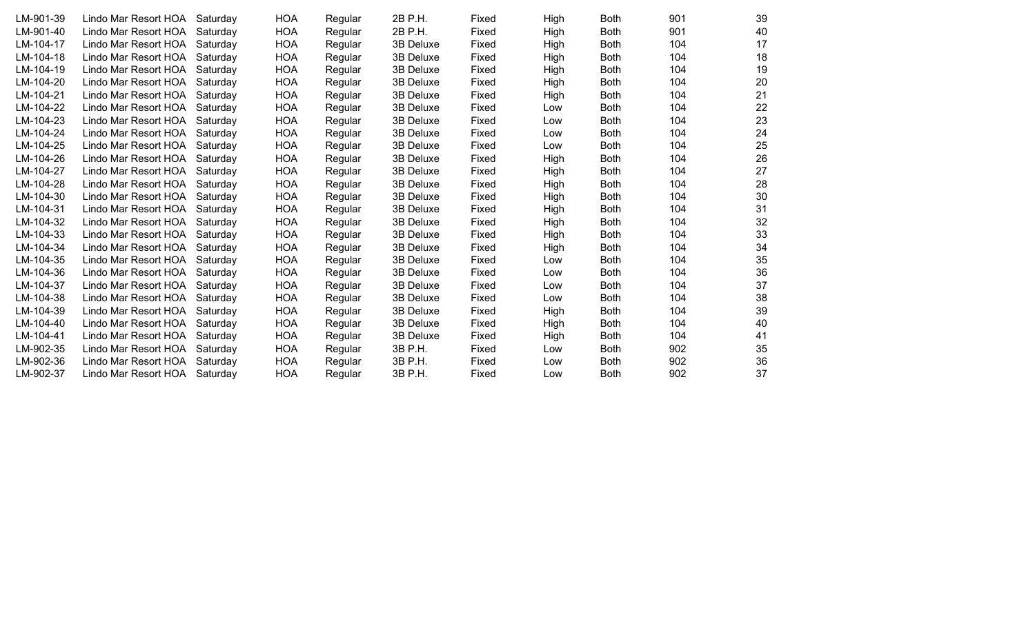| | | | | | | | | | | |
|---|---|---|---|---|---|---|---|---|---|---|
| LM-901-39 | Lindo Mar Resort HOA | Saturday | HOA | Regular | 2B P.H. | Fixed | High | Both | 901 | 39 |
| LM-901-40 | Lindo Mar Resort HOA | Saturday | HOA | Regular | 2B P.H. | Fixed | High | Both | 901 | 40 |
| LM-104-17 | Lindo Mar Resort HOA | Saturday | HOA | Regular | 3B Deluxe | Fixed | High | Both | 104 | 17 |
| LM-104-18 | Lindo Mar Resort HOA | Saturday | HOA | Regular | 3B Deluxe | Fixed | High | Both | 104 | 18 |
| LM-104-19 | Lindo Mar Resort HOA | Saturday | HOA | Regular | 3B Deluxe | Fixed | High | Both | 104 | 19 |
| LM-104-20 | Lindo Mar Resort HOA | Saturday | HOA | Regular | 3B Deluxe | Fixed | High | Both | 104 | 20 |
| LM-104-21 | Lindo Mar Resort HOA | Saturday | HOA | Regular | 3B Deluxe | Fixed | High | Both | 104 | 21 |
| LM-104-22 | Lindo Mar Resort HOA | Saturday | HOA | Regular | 3B Deluxe | Fixed | Low | Both | 104 | 22 |
| LM-104-23 | Lindo Mar Resort HOA | Saturday | HOA | Regular | 3B Deluxe | Fixed | Low | Both | 104 | 23 |
| LM-104-24 | Lindo Mar Resort HOA | Saturday | HOA | Regular | 3B Deluxe | Fixed | Low | Both | 104 | 24 |
| LM-104-25 | Lindo Mar Resort HOA | Saturday | HOA | Regular | 3B Deluxe | Fixed | Low | Both | 104 | 25 |
| LM-104-26 | Lindo Mar Resort HOA | Saturday | HOA | Regular | 3B Deluxe | Fixed | High | Both | 104 | 26 |
| LM-104-27 | Lindo Mar Resort HOA | Saturday | HOA | Regular | 3B Deluxe | Fixed | High | Both | 104 | 27 |
| LM-104-28 | Lindo Mar Resort HOA | Saturday | HOA | Regular | 3B Deluxe | Fixed | High | Both | 104 | 28 |
| LM-104-30 | Lindo Mar Resort HOA | Saturday | HOA | Regular | 3B Deluxe | Fixed | High | Both | 104 | 30 |
| LM-104-31 | Lindo Mar Resort HOA | Saturday | HOA | Regular | 3B Deluxe | Fixed | High | Both | 104 | 31 |
| LM-104-32 | Lindo Mar Resort HOA | Saturday | HOA | Regular | 3B Deluxe | Fixed | High | Both | 104 | 32 |
| LM-104-33 | Lindo Mar Resort HOA | Saturday | HOA | Regular | 3B Deluxe | Fixed | High | Both | 104 | 33 |
| LM-104-34 | Lindo Mar Resort HOA | Saturday | HOA | Regular | 3B Deluxe | Fixed | High | Both | 104 | 34 |
| LM-104-35 | Lindo Mar Resort HOA | Saturday | HOA | Regular | 3B Deluxe | Fixed | Low | Both | 104 | 35 |
| LM-104-36 | Lindo Mar Resort HOA | Saturday | HOA | Regular | 3B Deluxe | Fixed | Low | Both | 104 | 36 |
| LM-104-37 | Lindo Mar Resort HOA | Saturday | HOA | Regular | 3B Deluxe | Fixed | Low | Both | 104 | 37 |
| LM-104-38 | Lindo Mar Resort HOA | Saturday | HOA | Regular | 3B Deluxe | Fixed | Low | Both | 104 | 38 |
| LM-104-39 | Lindo Mar Resort HOA | Saturday | HOA | Regular | 3B Deluxe | Fixed | High | Both | 104 | 39 |
| LM-104-40 | Lindo Mar Resort HOA | Saturday | HOA | Regular | 3B Deluxe | Fixed | High | Both | 104 | 40 |
| LM-104-41 | Lindo Mar Resort HOA | Saturday | HOA | Regular | 3B Deluxe | Fixed | High | Both | 104 | 41 |
| LM-902-35 | Lindo Mar Resort HOA | Saturday | HOA | Regular | 3B P.H. | Fixed | Low | Both | 902 | 35 |
| LM-902-36 | Lindo Mar Resort HOA | Saturday | HOA | Regular | 3B P.H. | Fixed | Low | Both | 902 | 36 |
| LM-902-37 | Lindo Mar Resort HOA | Saturday | HOA | Regular | 3B P.H. | Fixed | Low | Both | 902 | 37 |